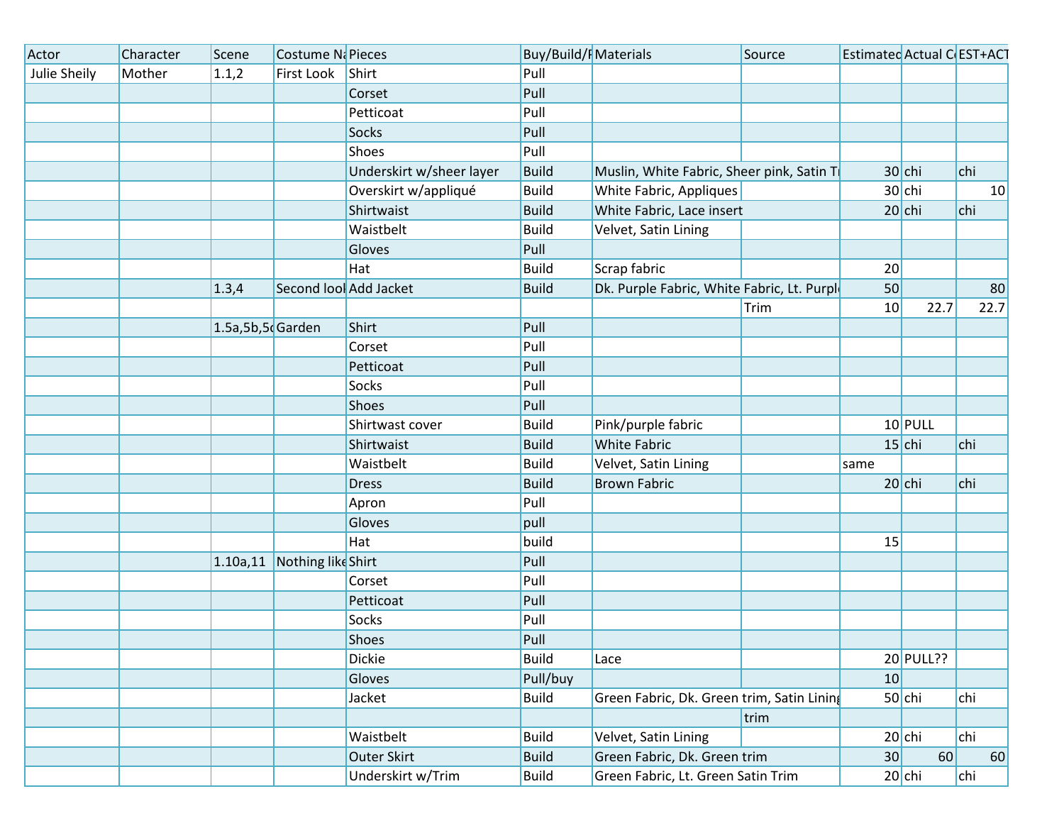| Actor | Character | Scene | Costume Na | Pieces | Buy/Build/P | Materials | Source | Estimatec | Actual C | EST+ACT |
|---|---|---|---|---|---|---|---|---|---|---|
| Julie Sheily | Mother | 1.1,2 | First Look | Shirt | Pull | | | | | |
| | | | | Corset | Pull | | | | | |
| | | | | Petticoat | Pull | | | | | |
| | | | | Socks | Pull | | | | | |
| | | | | Shoes | Pull | | | | | |
| | | | | Underskirt w/sheer layer | Build | Muslin, White Fabric, Sheer pink, Satin Tr | | 30 | chi | chi |
| | | | | Overskirt w/appliqué | Build | White Fabric, Appliques | | 30 | chi | 10 |
| | | | | Shirtwaist | Build | White Fabric, Lace insert | | 20 | chi | chi |
| | | | | Waistbelt | Build | Velvet, Satin Lining | | | | |
| | | | | Gloves | Pull | | | | | |
| | | | | Hat | Build | Scrap fabric | | 20 | | |
| | | 1.3,4 | Second look | Add Jacket | Build | Dk. Purple Fabric, White Fabric, Lt. Purple | | 50 | | 80 |
| | | | | | | | Trim | 10 | 22.7 | 22.7 |
| | | 1.5a,5b,5c | Garden | Shirt | Pull | | | | | |
| | | | | Corset | Pull | | | | | |
| | | | | Petticoat | Pull | | | | | |
| | | | | Socks | Pull | | | | | |
| | | | | Shoes | Pull | | | | | |
| | | | | Shirtwast cover | Build | Pink/purple fabric | | 10 | PULL | |
| | | | | Shirtwaist | Build | White Fabric | | 15 | chi | chi |
| | | | | Waistbelt | Build | Velvet, Satin Lining | | same | | |
| | | | | Dress | Build | Brown Fabric | | 20 | chi | chi |
| | | | | Apron | Pull | | | | | |
| | | | | Gloves | pull | | | | | |
| | | | | Hat | build | | | 15 | | |
| | | 1.10a,11 | Nothing like | Shirt | Pull | | | | | |
| | | | | Corset | Pull | | | | | |
| | | | | Petticoat | Pull | | | | | |
| | | | | Socks | Pull | | | | | |
| | | | | Shoes | Pull | | | | | |
| | | | | Dickie | Build | Lace | | 20 | PULL?? | |
| | | | | Gloves | Pull/buy | | | 10 | | |
| | | | | Jacket | Build | Green Fabric, Dk. Green trim, Satin Lining | | 50 | chi | chi |
| | | | | | | | trim | | | |
| | | | | Waistbelt | Build | Velvet, Satin Lining | | 20 | chi | chi |
| | | | | Outer Skirt | Build | Green Fabric, Dk. Green trim | | 30 | 60 | 60 |
| | | | | Underskirt w/Trim | Build | Green Fabric, Lt. Green Satin Trim | | 20 | chi | chi |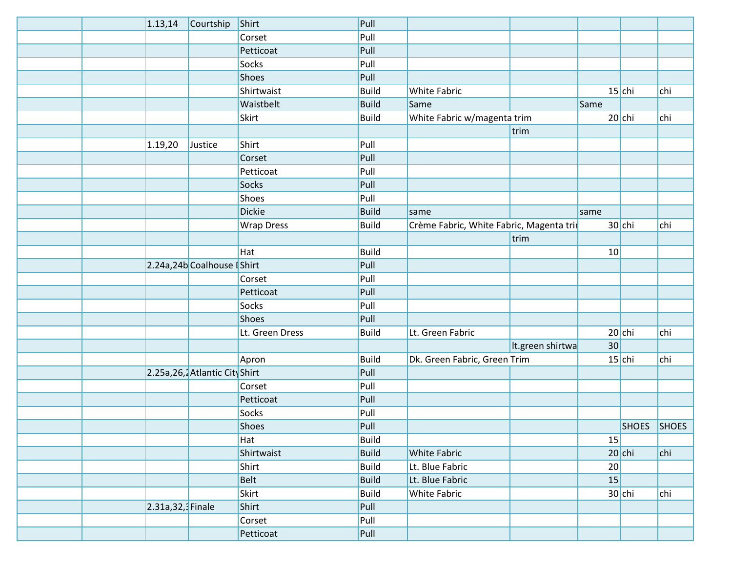| | | | | | | | | | | |
|---|---|---|---|---|---|---|---|---|---|---|
| | | 1.13,14 | Courtship | Shirt | Pull | | | | | |
| | | | | Corset | Pull | | | | | |
| | | | | Petticoat | Pull | | | | | |
| | | | | Socks | Pull | | | | | |
| | | | | Shoes | Pull | | | | | |
| | | | | Shirtwaist | Build | White Fabric | | 15 | chi | chi |
| | | | | Waistbelt | Build | Same | | Same | | |
| | | | | Skirt | Build | White Fabric w/magenta trim | | 20 | chi | chi |
| | | | | | | | trim | | | |
| | | 1.19,20 | Justice | Shirt | Pull | | | | | |
| | | | | Corset | Pull | | | | | |
| | | | | Petticoat | Pull | | | | | |
| | | | | Socks | Pull | | | | | |
| | | | | Shoes | Pull | | | | | |
| | | | | Dickie | Build | same | | same | | |
| | | | | Wrap Dress | Build | Crème Fabric, White Fabric, Magenta trim | | 30 | chi | chi |
| | | | | | | | trim | | | |
| | | | | Hat | Build | | | 10 | | |
| | | 2.24a,24b | Coalhouse I | Shirt | Pull | | | | | |
| | | | | Corset | Pull | | | | | |
| | | | | Petticoat | Pull | | | | | |
| | | | | Socks | Pull | | | | | |
| | | | | Shoes | Pull | | | | | |
| | | | | Lt. Green Dress | Build | Lt. Green Fabric | | 20 | chi | chi |
| | | | | | | | lt.green shirtwa | 30 | | |
| | | | | Apron | Build | Dk. Green Fabric, Green Trim | | 15 | chi | chi |
| | | 2.25a,26,2 | Atlantic City | Shirt | Pull | | | | | |
| | | | | Corset | Pull | | | | | |
| | | | | Petticoat | Pull | | | | | |
| | | | | Socks | Pull | | | | | |
| | | | | Shoes | Pull | | | | SHOES | SHOES |
| | | | | Hat | Build | | | 15 | | |
| | | | | Shirtwaist | Build | White Fabric | | 20 | chi | chi |
| | | | | Shirt | Build | Lt. Blue Fabric | | 20 | | |
| | | | | Belt | Build | Lt. Blue Fabric | | 15 | | |
| | | | | Skirt | Build | White Fabric | | 30 | chi | chi |
| | | 2.31a,32,3 | Finale | Shirt | Pull | | | | | |
| | | | | Corset | Pull | | | | | |
| | | | | Petticoat | Pull | | | | | |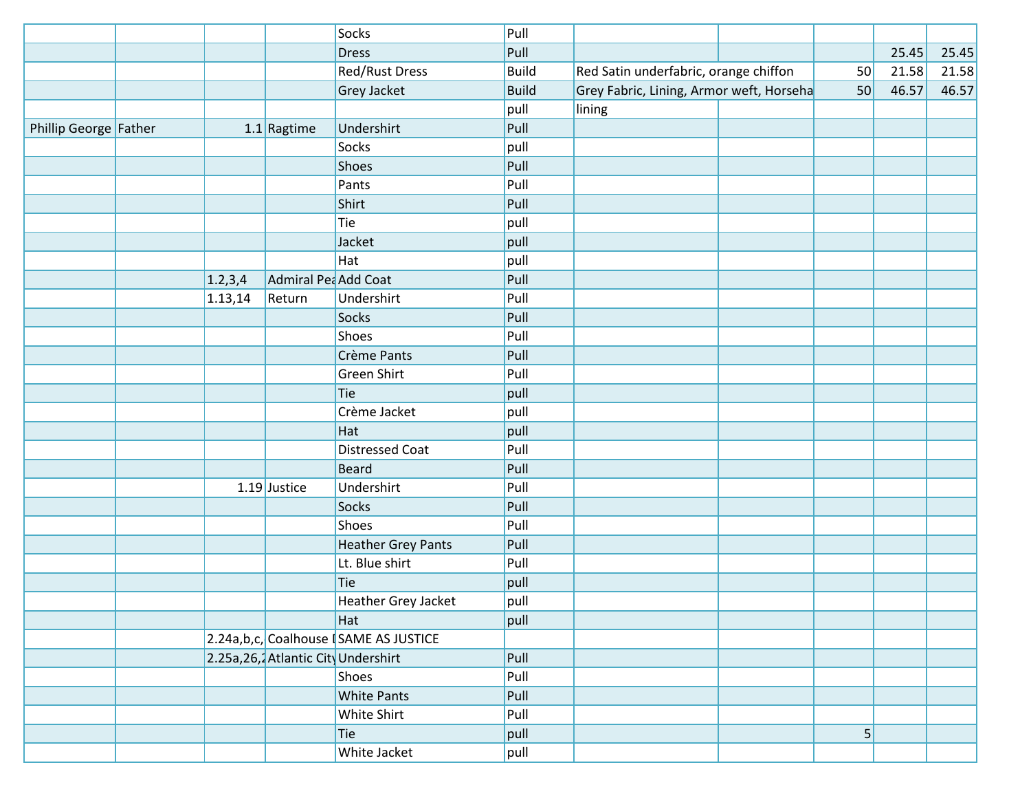| | | | | | | | | | | |
|---|---|---|---|---|---|---|---|---|---|---|
| | | | | Socks | Pull | | | | | |
| | | | | Dress | Pull | | | | 25.45 | 25.45 |
| | | | | Red/Rust Dress | Build | Red Satin underfabric, orange chiffon | | 50 | 21.58 | 21.58 |
| | | | | Grey Jacket | Build | Grey Fabric, Lining, Armor weft, Horseha | | 50 | 46.57 | 46.57 |
| | | | | | pull | lining | | | | |
| Phillip George | Father | 1.1 | Ragtime | Undershirt | Pull | | | | | |
| | | | | Socks | pull | | | | | |
| | | | | Shoes | Pull | | | | | |
| | | | | Pants | Pull | | | | | |
| | | | | Shirt | Pull | | | | | |
| | | | | Tie | pull | | | | | |
| | | | | Jacket | pull | | | | | |
| | | | | Hat | pull | | | | | |
| | | 1.2,3,4 | Admiral Pea | Add Coat | Pull | | | | | |
| | | 1.13,14 | Return | Undershirt | Pull | | | | | |
| | | | | Socks | Pull | | | | | |
| | | | | Shoes | Pull | | | | | |
| | | | | Crème Pants | Pull | | | | | |
| | | | | Green Shirt | Pull | | | | | |
| | | | | Tie | pull | | | | | |
| | | | | Crème Jacket | pull | | | | | |
| | | | | Hat | pull | | | | | |
| | | | | Distressed Coat | Pull | | | | | |
| | | | | Beard | Pull | | | | | |
| | | 1.19 | Justice | Undershirt | Pull | | | | | |
| | | | | Socks | Pull | | | | | |
| | | | | Shoes | Pull | | | | | |
| | | | | Heather Grey Pants | Pull | | | | | |
| | | | | Lt. Blue shirt | Pull | | | | | |
| | | | | Tie | pull | | | | | |
| | | | | Heather Grey Jacket | pull | | | | | |
| | | | | Hat | pull | | | | | |
| | | 2.24a,b,c, | Coalhouse I | SAME AS JUSTICE | | | | | | |
| | | 2.25a,26,2 | Atlantic City | Undershirt | Pull | | | | | |
| | | | | Shoes | Pull | | | | | |
| | | | | White Pants | Pull | | | | | |
| | | | | White Shirt | Pull | | | | | |
| | | | | Tie | pull | | | 5 | | |
| | | | | White Jacket | pull | | | | | |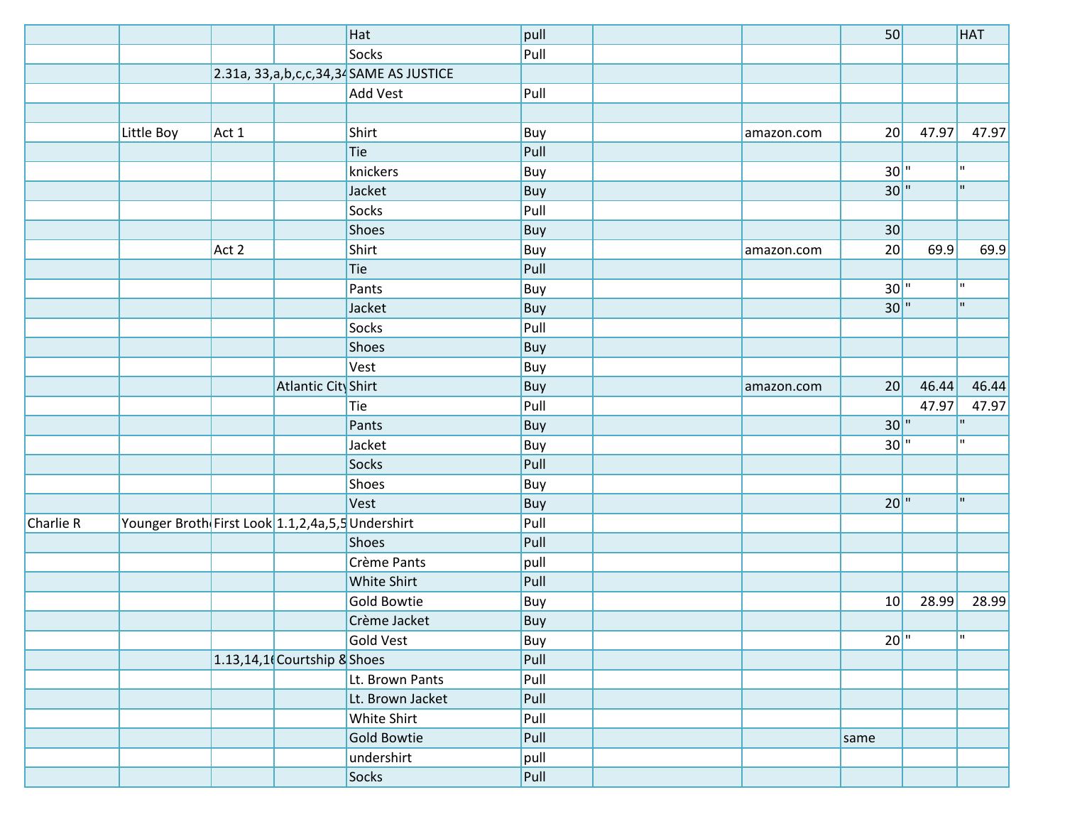| | | | | | | | | | | |
|---|---|---|---|---|---|---|---|---|---|---|
| | | | | Hat | pull | | | 50 | | HAT |
| | | | | Socks | Pull | | | | | |
| | | 2.31a, 33,a,b,c,c,34,34 | | SAME AS JUSTICE | | | | | | |
| | | | | Add Vest | Pull | | | | | |
| | | | | | | | | | | |
| | Little Boy | Act 1 | | Shirt | Buy | | amazon.com | 20 | 47.97 | 47.97 |
| | | | | Tie | Pull | | | | | |
| | | | | knickers | Buy | | | 30 | " | " |
| | | | | Jacket | Buy | | | 30 | " | " |
| | | | | Socks | Pull | | | | | |
| | | | | Shoes | Buy | | | 30 | | |
| | | Act 2 | | Shirt | Buy | | amazon.com | 20 | 69.9 | 69.9 |
| | | | | Tie | Pull | | | | | |
| | | | | Pants | Buy | | | 30 | " | " |
| | | | | Jacket | Buy | | | 30 | " | " |
| | | | | Socks | Pull | | | | | |
| | | | | Shoes | Buy | | | | | |
| | | | | Vest | Buy | | | | | |
| | | | Atlantic City | Shirt | Buy | | amazon.com | 20 | 46.44 | 46.44 |
| | | | | Tie | Pull | | | | 47.97 | 47.97 |
| | | | | Pants | Buy | | | 30 | " | " |
| | | | | Jacket | Buy | | | 30 | " | " |
| | | | | Socks | Pull | | | | | |
| | | | | Shoes | Buy | | | | | |
| | | | | Vest | Buy | | | 20 | " | " |
| Charlie R | Younger Broth | First Look | 1.1,2,4a,5,5 | Undershirt | Pull | | | | | |
| | | | | Shoes | Pull | | | | | |
| | | | | Crème Pants | pull | | | | | |
| | | | | White Shirt | Pull | | | | | |
| | | | | Gold Bowtie | Buy | | | 10 | 28.99 | 28.99 |
| | | | | Crème Jacket | Buy | | | | | |
| | | | | Gold Vest | Buy | | | 20 | " | " |
| | | 1.13,14,16 | Courtship & | Shoes | Pull | | | | | |
| | | | | Lt. Brown Pants | Pull | | | | | |
| | | | | Lt. Brown Jacket | Pull | | | | | |
| | | | | White Shirt | Pull | | | | | |
| | | | | Gold Bowtie | Pull | | | same | | |
| | | | | undershirt | pull | | | | | |
| | | | | Socks | Pull | | | | | |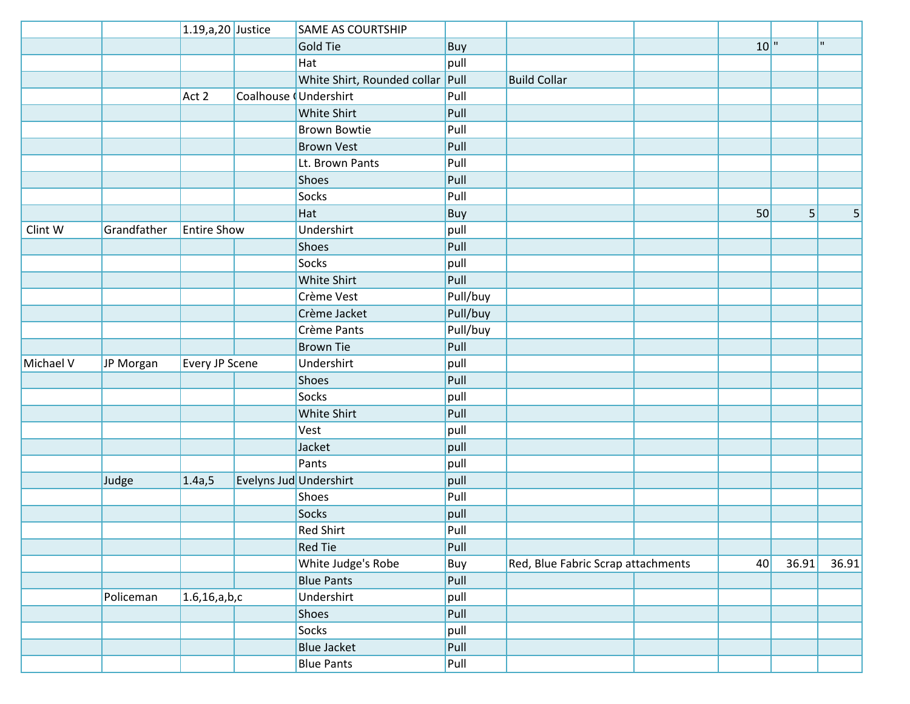| | | | | | | | | | | |
|---|---|---|---|---|---|---|---|---|---|---|
| | | 1.19,a,20 | Justice | SAME AS COURTSHIP | | | | | | |
| | | | | Gold Tie | Buy | | | 10 | " | " |
| | | | | Hat | pull | | | | | |
| | | | | White Shirt, Rounded collar | Pull | Build Collar | | | | |
| | | Act 2 | Coalhouse ( | Undershirt | Pull | | | | | |
| | | | | White Shirt | Pull | | | | | |
| | | | | Brown Bowtie | Pull | | | | | |
| | | | | Brown Vest | Pull | | | | | |
| | | | | Lt. Brown Pants | Pull | | | | | |
| | | | | Shoes | Pull | | | | | |
| | | | | Socks | Pull | | | | | |
| | | | | Hat | Buy | | | 50 | 5 | 5 |
| Clint W | Grandfather | Entire Show | | Undershirt | pull | | | | | |
| | | | | Shoes | Pull | | | | | |
| | | | | Socks | pull | | | | | |
| | | | | White Shirt | Pull | | | | | |
| | | | | Crème Vest | Pull/buy | | | | | |
| | | | | Crème Jacket | Pull/buy | | | | | |
| | | | | Crème Pants | Pull/buy | | | | | |
| | | | | Brown Tie | Pull | | | | | |
| Michael V | JP Morgan | Every JP Scene | | Undershirt | pull | | | | | |
| | | | | Shoes | Pull | | | | | |
| | | | | Socks | pull | | | | | |
| | | | | White Shirt | Pull | | | | | |
| | | | | Vest | pull | | | | | |
| | | | | Jacket | pull | | | | | |
| | | | | Pants | pull | | | | | |
| | Judge | 1.4a,5 | Evelyns Jud | Undershirt | pull | | | | | |
| | | | | Shoes | Pull | | | | | |
| | | | | Socks | pull | | | | | |
| | | | | Red Shirt | Pull | | | | | |
| | | | | Red Tie | Pull | | | | | |
| | | | | White Judge's Robe | Buy | Red, Blue Fabric Scrap attachments | | 40 | 36.91 | 36.91 |
| | | | | Blue Pants | Pull | | | | | |
| | Policeman | 1.6,16,a,b,c | | Undershirt | pull | | | | | |
| | | | | Shoes | Pull | | | | | |
| | | | | Socks | pull | | | | | |
| | | | | Blue Jacket | Pull | | | | | |
| | | | | Blue Pants | Pull | | | | | |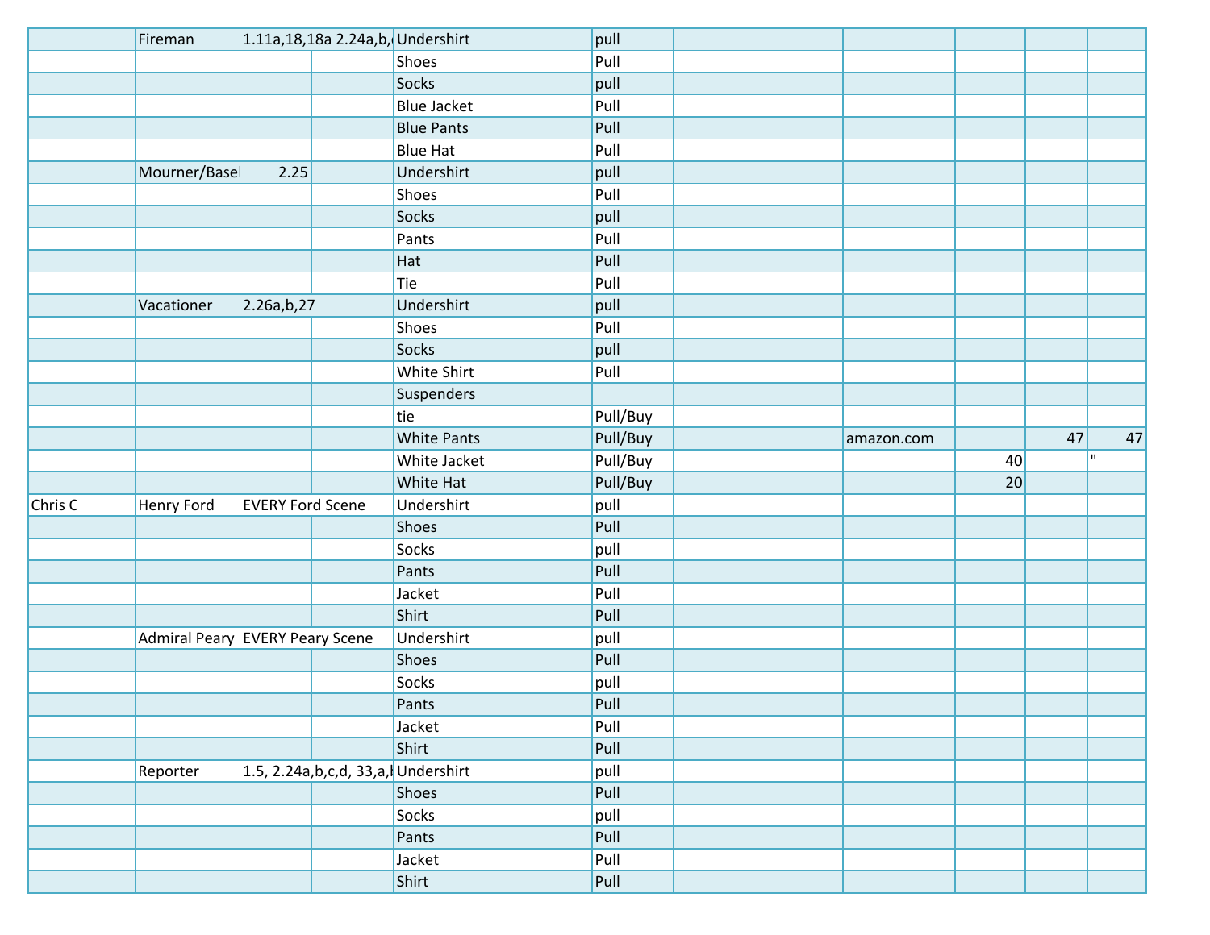| | | | | | | | | | | |
|---|---|---|---|---|---|---|---|---|---|---|
| | Fireman | 1.11a,18,18a 2.24a,b,( | | Undershirt | pull | | | | | |
| | | | | Shoes | Pull | | | | | |
| | | | | Socks | pull | | | | | |
| | | | | Blue Jacket | Pull | | | | | |
| | | | | Blue Pants | Pull | | | | | |
| | | | | Blue Hat | Pull | | | | | |
| | Mourner/Base | 2.25 | | Undershirt | pull | | | | | |
| | | | | Shoes | Pull | | | | | |
| | | | | Socks | pull | | | | | |
| | | | | Pants | Pull | | | | | |
| | | | | Hat | Pull | | | | | |
| | | | | Tie | Pull | | | | | |
| | Vacationer | 2.26a,b,27 | | Undershirt | pull | | | | | |
| | | | | Shoes | Pull | | | | | |
| | | | | Socks | pull | | | | | |
| | | | | White Shirt | Pull | | | | | |
| | | | | Suspenders | | | | | | |
| | | | | tie | Pull/Buy | | | | | |
| | | | | White Pants | Pull/Buy | | amazon.com | | 47 | 47 |
| | | | | White Jacket | Pull/Buy | | | 40 | | " |
| | | | | White Hat | Pull/Buy | | | 20 | | |
| Chris C | Henry Ford | EVERY Ford Scene | | Undershirt | pull | | | | | |
| | | | | Shoes | Pull | | | | | |
| | | | | Socks | pull | | | | | |
| | | | | Pants | Pull | | | | | |
| | | | | Jacket | Pull | | | | | |
| | | | | Shirt | Pull | | | | | |
| | Admiral Peary | EVERY Peary Scene | | Undershirt | pull | | | | | |
| | | | | Shoes | Pull | | | | | |
| | | | | Socks | pull | | | | | |
| | | | | Pants | Pull | | | | | |
| | | | | Jacket | Pull | | | | | |
| | | | | Shirt | Pull | | | | | |
| | Reporter | 1.5, 2.24a,b,c,d, 33,a,l | | Undershirt | pull | | | | | |
| | | | | Shoes | Pull | | | | | |
| | | | | Socks | pull | | | | | |
| | | | | Pants | Pull | | | | | |
| | | | | Jacket | Pull | | | | | |
| | | | | Shirt | Pull | | | | | |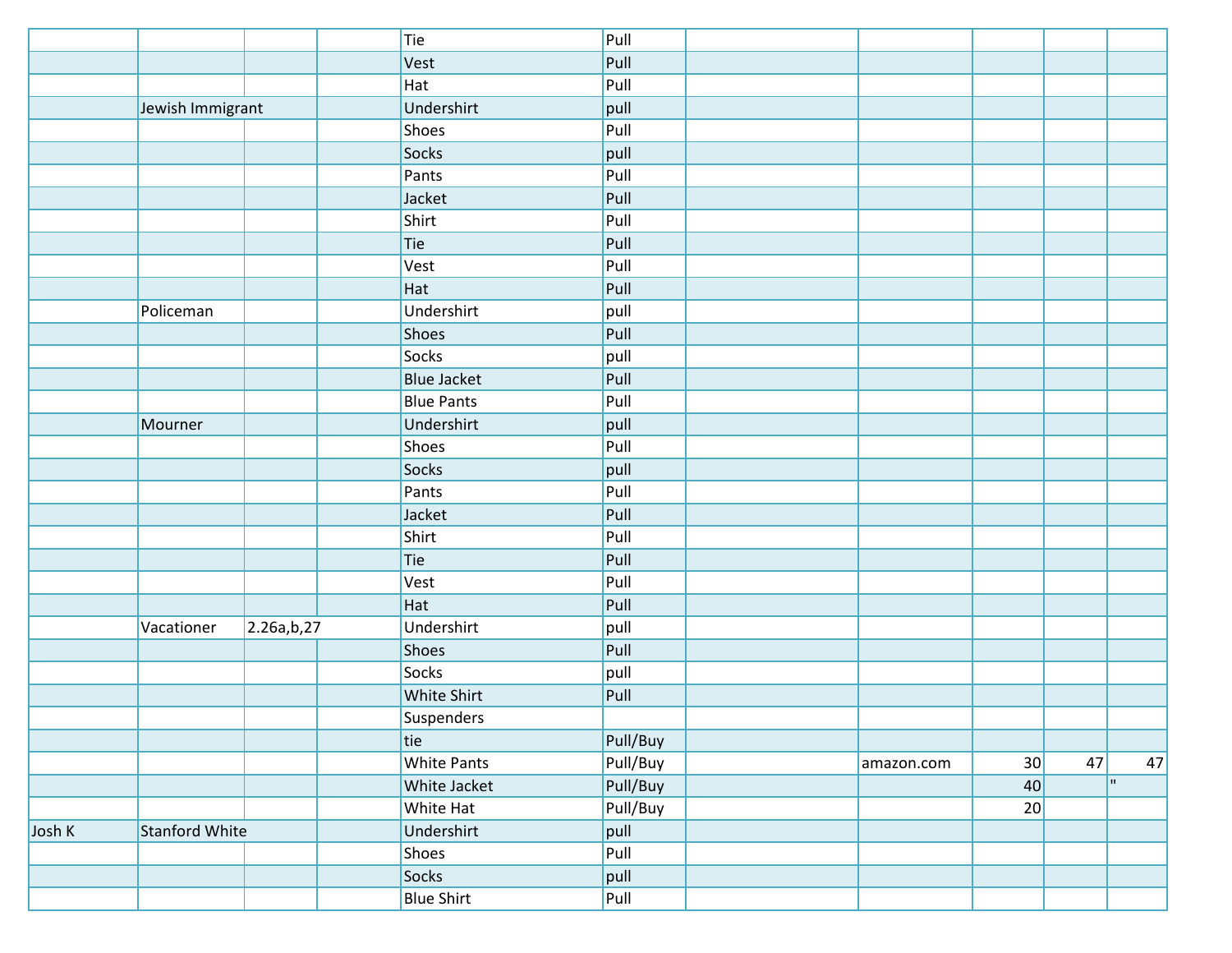| | | | | | | | | | | |
|---|---|---|---|---|---|---|---|---|---|---|
| | | | | Tie | Pull | | | | | |
| | | | | Vest | Pull | | | | | |
| | | | | Hat | Pull | | | | | |
| | Jewish Immigrant | | | Undershirt | pull | | | | | |
| | | | | Shoes | Pull | | | | | |
| | | | | Socks | pull | | | | | |
| | | | | Pants | Pull | | | | | |
| | | | | Jacket | Pull | | | | | |
| | | | | Shirt | Pull | | | | | |
| | | | | Tie | Pull | | | | | |
| | | | | Vest | Pull | | | | | |
| | | | | Hat | Pull | | | | | |
| | Policeman | | | Undershirt | pull | | | | | |
| | | | | Shoes | Pull | | | | | |
| | | | | Socks | pull | | | | | |
| | | | | Blue Jacket | Pull | | | | | |
| | | | | Blue Pants | Pull | | | | | |
| | Mourner | | | Undershirt | pull | | | | | |
| | | | | Shoes | Pull | | | | | |
| | | | | Socks | pull | | | | | |
| | | | | Pants | Pull | | | | | |
| | | | | Jacket | Pull | | | | | |
| | | | | Shirt | Pull | | | | | |
| | | | | Tie | Pull | | | | | |
| | | | | Vest | Pull | | | | | |
| | | | | Hat | Pull | | | | | |
| | Vacationer | 2.26a,b,27 | | Undershirt | pull | | | | | |
| | | | | Shoes | Pull | | | | | |
| | | | | Socks | pull | | | | | |
| | | | | White Shirt | Pull | | | | | |
| | | | | Suspenders | | | | | | |
| | | | | tie | Pull/Buy | | | | | |
| | | | | White Pants | Pull/Buy | | amazon.com | 30 | 47 | 47 |
| | | | | White Jacket | Pull/Buy | | | 40 | | " |
| | | | | White Hat | Pull/Buy | | | 20 | | |
| Josh K | Stanford White | | | Undershirt | pull | | | | | |
| | | | | Shoes | Pull | | | | | |
| | | | | Socks | pull | | | | | |
| | | | | Blue Shirt | Pull | | | | | |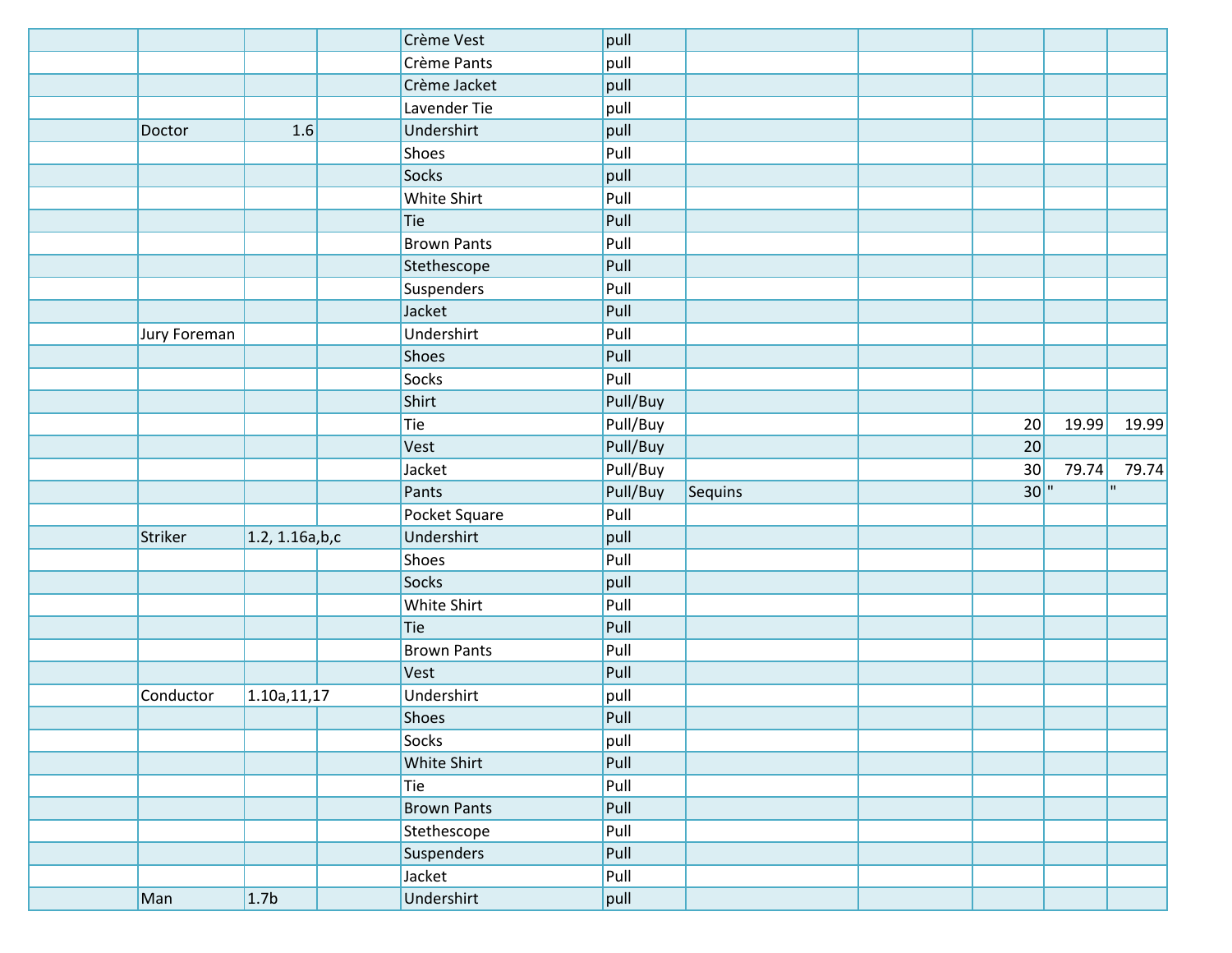| | | | | | | | | | | |
|---|---|---|---|---|---|---|---|---|---|---|
| | | | | Crème Vest | pull | | | | | |
| | | | | Crème Pants | pull | | | | | |
| | | | | Crème Jacket | pull | | | | | |
| | | | | Lavender Tie | pull | | | | | |
| | Doctor | 1.6 | | Undershirt | pull | | | | | |
| | | | | Shoes | Pull | | | | | |
| | | | | Socks | pull | | | | | |
| | | | | White Shirt | Pull | | | | | |
| | | | | Tie | Pull | | | | | |
| | | | | Brown Pants | Pull | | | | | |
| | | | | Stethescope | Pull | | | | | |
| | | | | Suspenders | Pull | | | | | |
| | | | | Jacket | Pull | | | | | |
| | Jury Foreman | | | Undershirt | Pull | | | | | |
| | | | | Shoes | Pull | | | | | |
| | | | | Socks | Pull | | | | | |
| | | | | Shirt | Pull/Buy | | | | | |
| | | | | Tie | Pull/Buy | | | 20 | 19.99 | 19.99 |
| | | | | Vest | Pull/Buy | | | 20 | | |
| | | | | Jacket | Pull/Buy | | | 30 | 79.74 | 79.74 |
| | | | | Pants | Pull/Buy | Sequins | | 30 | " | " |
| | | | | Pocket Square | Pull | | | | | |
| | Striker | 1.2, 1.16a,b,c | | Undershirt | pull | | | | | |
| | | | | Shoes | Pull | | | | | |
| | | | | Socks | pull | | | | | |
| | | | | White Shirt | Pull | | | | | |
| | | | | Tie | Pull | | | | | |
| | | | | Brown Pants | Pull | | | | | |
| | | | | Vest | Pull | | | | | |
| | Conductor | 1.10a,11,17 | | Undershirt | pull | | | | | |
| | | | | Shoes | Pull | | | | | |
| | | | | Socks | pull | | | | | |
| | | | | White Shirt | Pull | | | | | |
| | | | | Tie | Pull | | | | | |
| | | | | Brown Pants | Pull | | | | | |
| | | | | Stethescope | Pull | | | | | |
| | | | | Suspenders | Pull | | | | | |
| | | | | Jacket | Pull | | | | | |
| | Man | 1.7b | | Undershirt | pull | | | | | |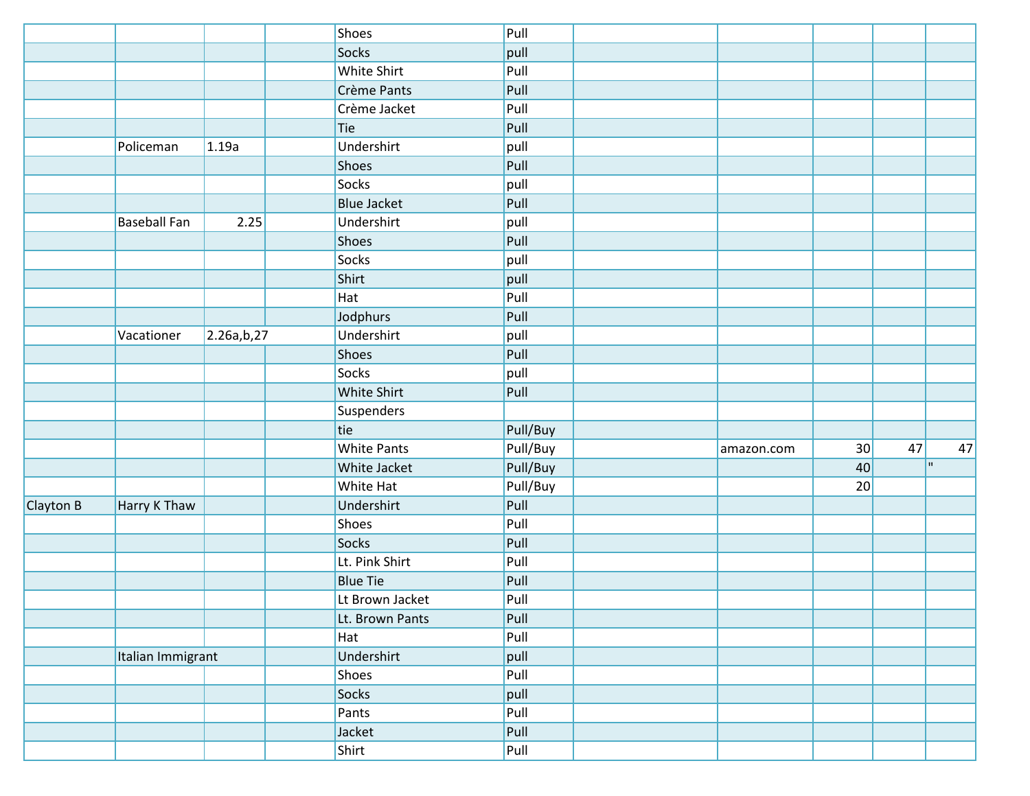| | | | | | | | | | | |
|---|---|---|---|---|---|---|---|---|---|---|
| | | | | Shoes | Pull | | | | | |
| | | | | Socks | pull | | | | | |
| | | | | White Shirt | Pull | | | | | |
| | | | | Crème Pants | Pull | | | | | |
| | | | | Crème Jacket | Pull | | | | | |
| | | | | Tie | Pull | | | | | |
| | Policeman | 1.19a | | Undershirt | pull | | | | | |
| | | | | Shoes | Pull | | | | | |
| | | | | Socks | pull | | | | | |
| | | | | Blue Jacket | Pull | | | | | |
| | Baseball Fan | 2.25 | | Undershirt | pull | | | | | |
| | | | | Shoes | Pull | | | | | |
| | | | | Socks | pull | | | | | |
| | | | | Shirt | pull | | | | | |
| | | | | Hat | Pull | | | | | |
| | | | | Jodphurs | Pull | | | | | |
| | Vacationer | 2.26a,b,27 | | Undershirt | pull | | | | | |
| | | | | Shoes | Pull | | | | | |
| | | | | Socks | pull | | | | | |
| | | | | White Shirt | Pull | | | | | |
| | | | | Suspenders | | | | | | |
| | | | | tie | Pull/Buy | | | | | |
| | | | | White Pants | Pull/Buy | | amazon.com | 30 | 47 | 47 |
| | | | | White Jacket | Pull/Buy | | | 40 | | " |
| | | | | White Hat | Pull/Buy | | | 20 | | |
| Clayton B | Harry K Thaw | | | Undershirt | Pull | | | | | |
| | | | | Shoes | Pull | | | | | |
| | | | | Socks | Pull | | | | | |
| | | | | Lt. Pink Shirt | Pull | | | | | |
| | | | | Blue Tie | Pull | | | | | |
| | | | | Lt Brown Jacket | Pull | | | | | |
| | | | | Lt. Brown Pants | Pull | | | | | |
| | | | | Hat | Pull | | | | | |
| | Italian Immigrant | | | Undershirt | pull | | | | | |
| | | | | Shoes | Pull | | | | | |
| | | | | Socks | pull | | | | | |
| | | | | Pants | Pull | | | | | |
| | | | | Jacket | Pull | | | | | |
| | | | | Shirt | Pull | | | | | |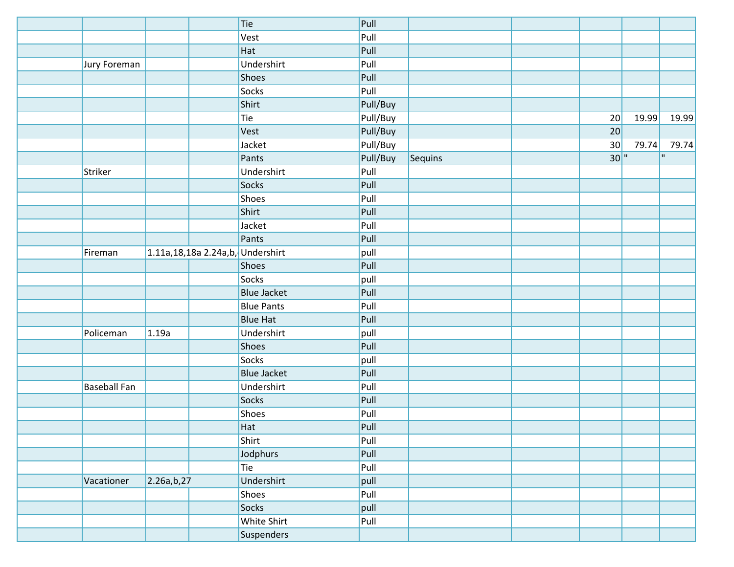| | | | | | | | | | | |
|---|---|---|---|---|---|---|---|---|---|---|
| | | | | Tie | Pull | | | | | |
| | | | | Vest | Pull | | | | | |
| | | | | Hat | Pull | | | | | |
| | Jury Foreman | | | Undershirt | Pull | | | | | |
| | | | | Shoes | Pull | | | | | |
| | | | | Socks | Pull | | | | | |
| | | | | Shirt | Pull/Buy | | | | | |
| | | | | Tie | Pull/Buy | | | 20 | 19.99 | 19.99 |
| | | | | Vest | Pull/Buy | | | 20 | | |
| | | | | Jacket | Pull/Buy | | | 30 | 79.74 | 79.74 |
| | | | | Pants | Pull/Buy | Sequins | | 30 | " | " |
| | Striker | | | Undershirt | Pull | | | | | |
| | | | | Socks | Pull | | | | | |
| | | | | Shoes | Pull | | | | | |
| | | | | Shirt | Pull | | | | | |
| | | | | Jacket | Pull | | | | | |
| | | | | Pants | Pull | | | | | |
| | Fireman | 1.11a,18,18a | 2.24a,b,( | Undershirt | pull | | | | | |
| | | | | Shoes | Pull | | | | | |
| | | | | Socks | pull | | | | | |
| | | | | Blue Jacket | Pull | | | | | |
| | | | | Blue Pants | Pull | | | | | |
| | | | | Blue Hat | Pull | | | | | |
| | Policeman | 1.19a | | Undershirt | pull | | | | | |
| | | | | Shoes | Pull | | | | | |
| | | | | Socks | pull | | | | | |
| | | | | Blue Jacket | Pull | | | | | |
| | Baseball Fan | | | Undershirt | Pull | | | | | |
| | | | | Socks | Pull | | | | | |
| | | | | Shoes | Pull | | | | | |
| | | | | Hat | Pull | | | | | |
| | | | | Shirt | Pull | | | | | |
| | | | | Jodphurs | Pull | | | | | |
| | | | | Tie | Pull | | | | | |
| | Vacationer | 2.26a,b,27 | | Undershirt | pull | | | | | |
| | | | | Shoes | Pull | | | | | |
| | | | | Socks | pull | | | | | |
| | | | | White Shirt | Pull | | | | | |
| | | | | Suspenders | | | | | | |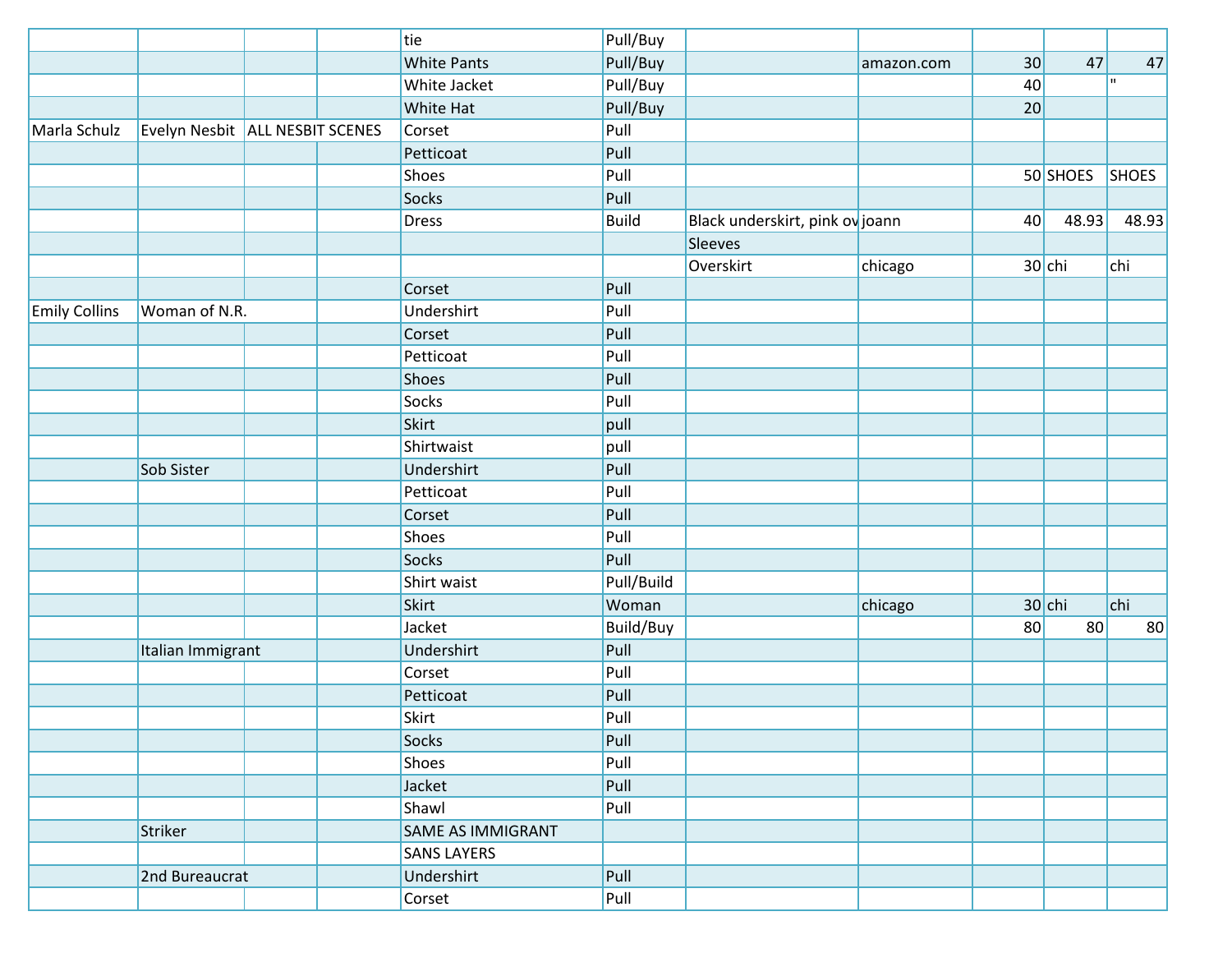| | | | | | | | | | | |
|---|---|---|---|---|---|---|---|---|---|---|
| | | | | tie | Pull/Buy | | | | | |
| | | | | White Pants | Pull/Buy | | amazon.com | 30 | 47 | 47 |
| | | | | White Jacket | Pull/Buy | | | 40 | | " |
| | | | | White Hat | Pull/Buy | | | 20 | | |
| Marla Schulz | Evelyn Nesbit | ALL NESBIT SCENES | | Corset | Pull | | | | | |
| | | | | Petticoat | Pull | | | | | |
| | | | | Shoes | Pull | | | 50 | SHOES | SHOES |
| | | | | Socks | Pull | | | | | |
| | | | | Dress | Build | Black underskirt, pink ov | joann | 40 | 48.93 | 48.93 |
| | | | | | | Sleeves | | | | |
| | | | | | | Overskirt | chicago | 30 | chi | chi |
| | | | | Corset | Pull | | | | | |
| Emily Collins | Woman of N.R. | | | Undershirt | Pull | | | | | |
| | | | | Corset | Pull | | | | | |
| | | | | Petticoat | Pull | | | | | |
| | | | | Shoes | Pull | | | | | |
| | | | | Socks | Pull | | | | | |
| | | | | Skirt | pull | | | | | |
| | | | | Shirtwaist | pull | | | | | |
| | Sob Sister | | | Undershirt | Pull | | | | | |
| | | | | Petticoat | Pull | | | | | |
| | | | | Corset | Pull | | | | | |
| | | | | Shoes | Pull | | | | | |
| | | | | Socks | Pull | | | | | |
| | | | | Shirt waist | Pull/Build | | | | | |
| | | | | Skirt | Woman | | chicago | 30 | chi | chi |
| | | | | Jacket | Build/Buy | | | 80 | 80 | 80 |
| | Italian Immigrant | | | Undershirt | Pull | | | | | |
| | | | | Corset | Pull | | | | | |
| | | | | Petticoat | Pull | | | | | |
| | | | | Skirt | Pull | | | | | |
| | | | | Socks | Pull | | | | | |
| | | | | Shoes | Pull | | | | | |
| | | | | Jacket | Pull | | | | | |
| | | | | Shawl | Pull | | | | | |
| | Striker | | | SAME AS IMMIGRANT | | | | | | |
| | | | | SANS LAYERS | | | | | | |
| | 2nd Bureaucrat | | | Undershirt | Pull | | | | | |
| | | | | Corset | Pull | | | | | |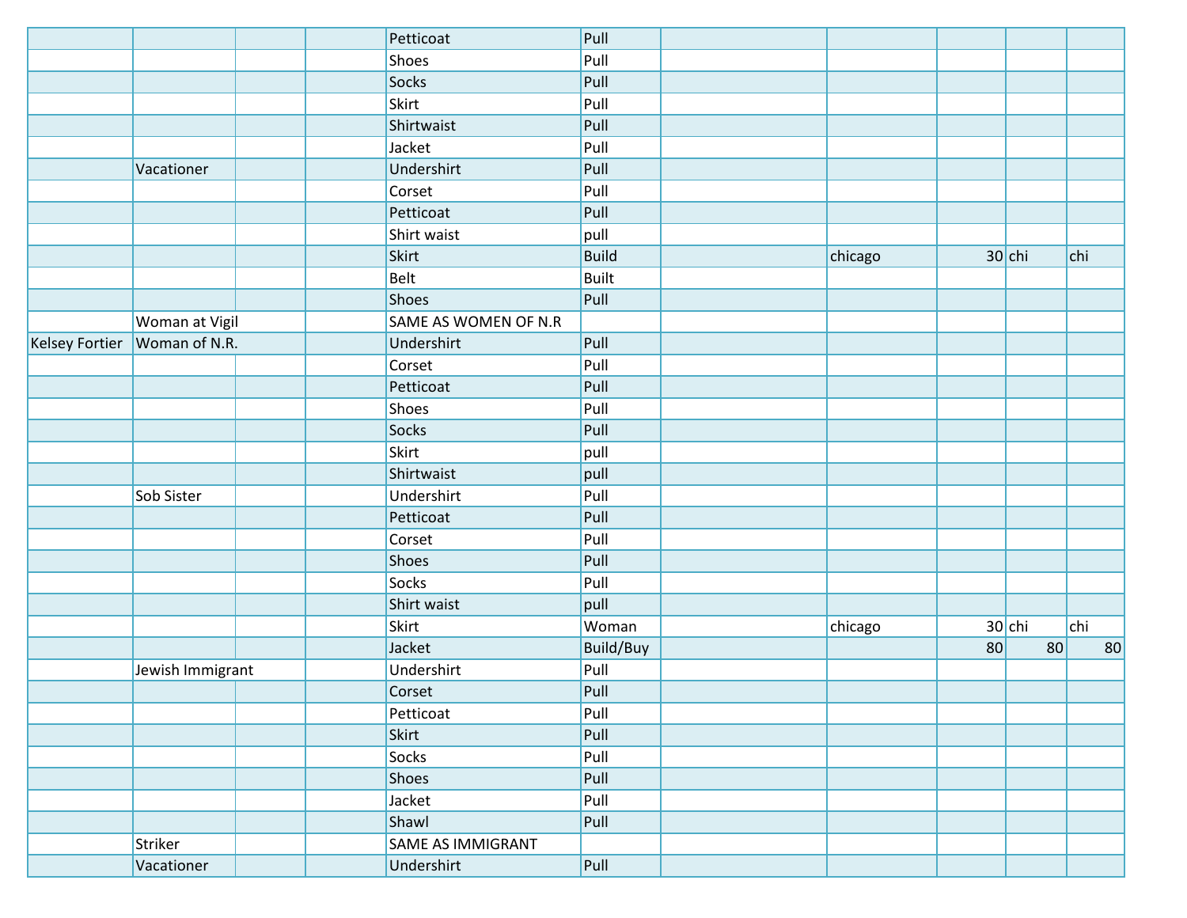|  |  |  |  |  |  |  |  |  |  |  |
|---|---|---|---|---|---|---|---|---|---|---|
|  |  |  |  | Petticoat | Pull |  |  |  |  |  |
|  |  |  |  | Shoes | Pull |  |  |  |  |  |
|  |  |  |  | Socks | Pull |  |  |  |  |  |
|  |  |  |  | Skirt | Pull |  |  |  |  |  |
|  |  |  |  | Shirtwaist | Pull |  |  |  |  |  |
|  |  |  |  | Jacket | Pull |  |  |  |  |  |
|  | Vacationer |  |  | Undershirt | Pull |  |  |  |  |  |
|  |  |  |  | Corset | Pull |  |  |  |  |  |
|  |  |  |  | Petticoat | Pull |  |  |  |  |  |
|  |  |  |  | Shirt waist | pull |  |  |  |  |  |
|  |  |  |  | Skirt | Build |  | chicago | 30 | chi | chi |
|  |  |  |  | Belt | Built |  |  |  |  |  |
|  |  |  |  | Shoes | Pull |  |  |  |  |  |
|  | Woman at Vigil |  |  | SAME AS WOMEN OF N.R |  |  |  |  |  |  |
| Kelsey Fortier | Woman of N.R. |  |  | Undershirt | Pull |  |  |  |  |  |
|  |  |  |  | Corset | Pull |  |  |  |  |  |
|  |  |  |  | Petticoat | Pull |  |  |  |  |  |
|  |  |  |  | Shoes | Pull |  |  |  |  |  |
|  |  |  |  | Socks | Pull |  |  |  |  |  |
|  |  |  |  | Skirt | pull |  |  |  |  |  |
|  |  |  |  | Shirtwaist | pull |  |  |  |  |  |
|  | Sob Sister |  |  | Undershirt | Pull |  |  |  |  |  |
|  |  |  |  | Petticoat | Pull |  |  |  |  |  |
|  |  |  |  | Corset | Pull |  |  |  |  |  |
|  |  |  |  | Shoes | Pull |  |  |  |  |  |
|  |  |  |  | Socks | Pull |  |  |  |  |  |
|  |  |  |  | Shirt waist | pull |  |  |  |  |  |
|  |  |  |  | Skirt | Woman |  | chicago | 30 | chi | chi |
|  |  |  |  | Jacket | Build/Buy |  |  | 80 | 80 | 80 |
|  | Jewish Immigrant |  |  | Undershirt | Pull |  |  |  |  |  |
|  |  |  |  | Corset | Pull |  |  |  |  |  |
|  |  |  |  | Petticoat | Pull |  |  |  |  |  |
|  |  |  |  | Skirt | Pull |  |  |  |  |  |
|  |  |  |  | Socks | Pull |  |  |  |  |  |
|  |  |  |  | Shoes | Pull |  |  |  |  |  |
|  |  |  |  | Jacket | Pull |  |  |  |  |  |
|  |  |  |  | Shawl | Pull |  |  |  |  |  |
|  | Striker |  |  | SAME AS IMMIGRANT |  |  |  |  |  |  |
|  | Vacationer |  |  | Undershirt | Pull |  |  |  |  |  |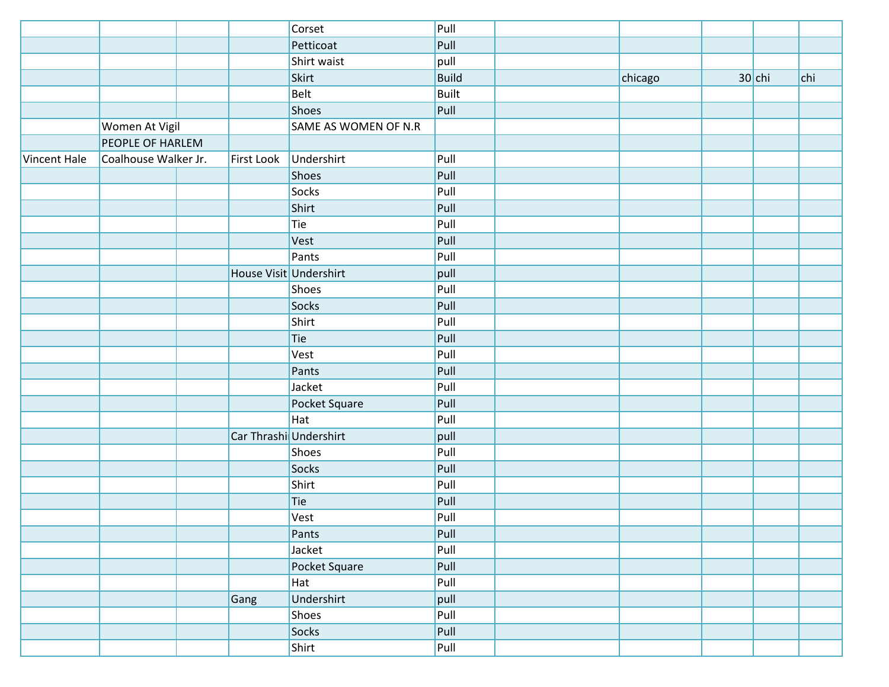| | | | | | | | | | | |
|---|---|---|---|---|---|---|---|---|---|---|
| | | | | Corset | Pull | | | | | |
| | | | | Petticoat | Pull | | | | | |
| | | | | Shirt waist | pull | | | | | |
| | | | | Skirt | Build | | chicago | 30 | chi | chi |
| | | | | Belt | Built | | | | | |
| | | | | Shoes | Pull | | | | | |
| | Women At Vigil | | | SAME AS WOMEN OF N.R | | | | | | |
| | PEOPLE OF HARLEM | | | | | | | | | |
| Vincent Hale | Coalhouse Walker Jr. | | First Look | Undershirt | Pull | | | | | |
| | | | | Shoes | Pull | | | | | |
| | | | | Socks | Pull | | | | | |
| | | | | Shirt | Pull | | | | | |
| | | | | Tie | Pull | | | | | |
| | | | | Vest | Pull | | | | | |
| | | | | Pants | Pull | | | | | |
| | | | House Visit | Undershirt | pull | | | | | |
| | | | | Shoes | Pull | | | | | |
| | | | | Socks | Pull | | | | | |
| | | | | Shirt | Pull | | | | | |
| | | | | Tie | Pull | | | | | |
| | | | | Vest | Pull | | | | | |
| | | | | Pants | Pull | | | | | |
| | | | | Jacket | Pull | | | | | |
| | | | | Pocket Square | Pull | | | | | |
| | | | | Hat | Pull | | | | | |
| | | | Car Thrashi | Undershirt | pull | | | | | |
| | | | | Shoes | Pull | | | | | |
| | | | | Socks | Pull | | | | | |
| | | | | Shirt | Pull | | | | | |
| | | | | Tie | Pull | | | | | |
| | | | | Vest | Pull | | | | | |
| | | | | Pants | Pull | | | | | |
| | | | | Jacket | Pull | | | | | |
| | | | | Pocket Square | Pull | | | | | |
| | | | | Hat | Pull | | | | | |
| | | | Gang | Undershirt | pull | | | | | |
| | | | | Shoes | Pull | | | | | |
| | | | | Socks | Pull | | | | | |
| | | | | Shirt | Pull | | | | | |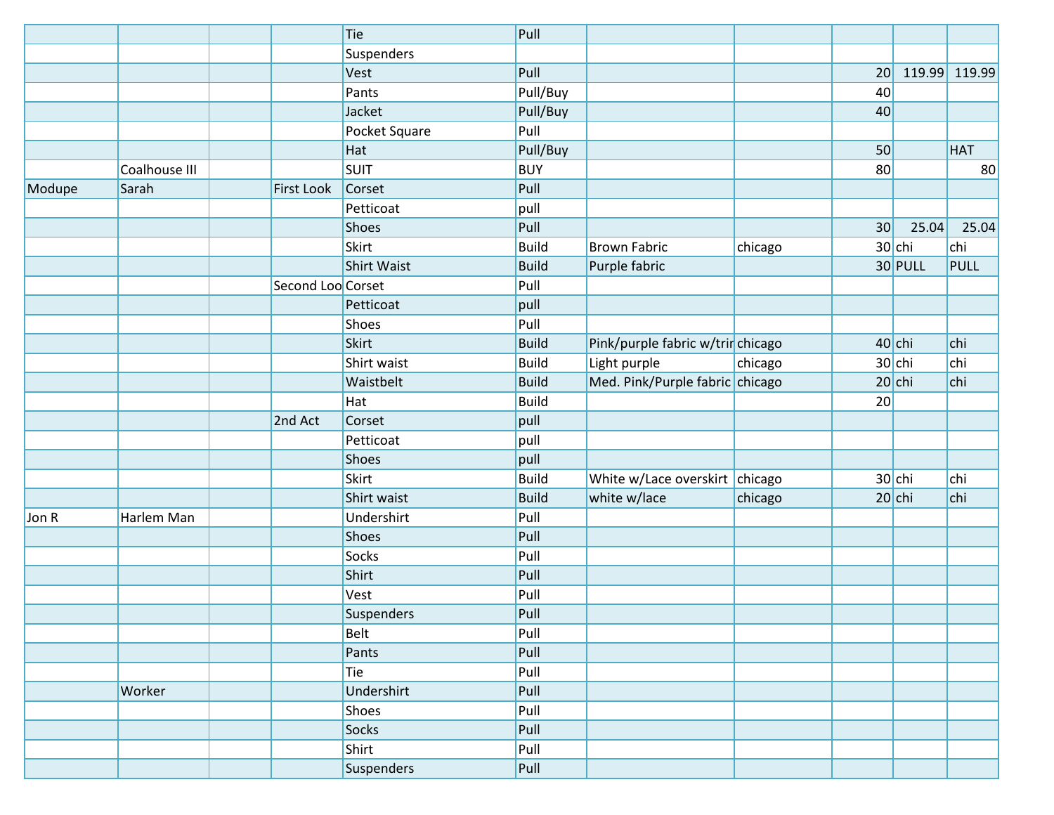| | | | | | | | | | | |
|---|---|---|---|---|---|---|---|---|---|---|
| | | | | Tie | Pull | | | | | |
| | | | | Suspenders | | | | | | |
| | | | | Vest | Pull | | | 20 | 119.99 | 119.99 |
| | | | | Pants | Pull/Buy | | | 40 | | |
| | | | | Jacket | Pull/Buy | | | 40 | | |
| | | | | Pocket Square | Pull | | | | | |
| | | | | Hat | Pull/Buy | | | 50 | | HAT |
| | Coalhouse III | | | SUIT | BUY | | | 80 | | 80 |
| Modupe | Sarah | | First Look | Corset | Pull | | | | | |
| | | | | Petticoat | pull | | | | | |
| | | | | Shoes | Pull | | | 30 | 25.04 | 25.04 |
| | | | | Skirt | Build | Brown Fabric | chicago | 30 | chi | chi |
| | | | | Shirt Waist | Build | Purple fabric | | 30 | PULL | PULL |
| | | | Second Loo | Corset | Pull | | | | | |
| | | | | Petticoat | pull | | | | | |
| | | | | Shoes | Pull | | | | | |
| | | | | Skirt | Build | Pink/purple fabric w/trir | chicago | 40 | chi | chi |
| | | | | Shirt waist | Build | Light purple | chicago | 30 | chi | chi |
| | | | | Waistbelt | Build | Med. Pink/Purple fabric | chicago | 20 | chi | chi |
| | | | | Hat | Build | | | 20 | | |
| | | | 2nd Act | Corset | pull | | | | | |
| | | | | Petticoat | pull | | | | | |
| | | | | Shoes | pull | | | | | |
| | | | | Skirt | Build | White w/Lace overskirt | chicago | 30 | chi | chi |
| | | | | Shirt waist | Build | white w/lace | chicago | 20 | chi | chi |
| Jon R | Harlem Man | | | Undershirt | Pull | | | | | |
| | | | | Shoes | Pull | | | | | |
| | | | | Socks | Pull | | | | | |
| | | | | Shirt | Pull | | | | | |
| | | | | Vest | Pull | | | | | |
| | | | | Suspenders | Pull | | | | | |
| | | | | Belt | Pull | | | | | |
| | | | | Pants | Pull | | | | | |
| | | | | Tie | Pull | | | | | |
| | Worker | | | Undershirt | Pull | | | | | |
| | | | | Shoes | Pull | | | | | |
| | | | | Socks | Pull | | | | | |
| | | | | Shirt | Pull | | | | | |
| | | | | Suspenders | Pull | | | | | |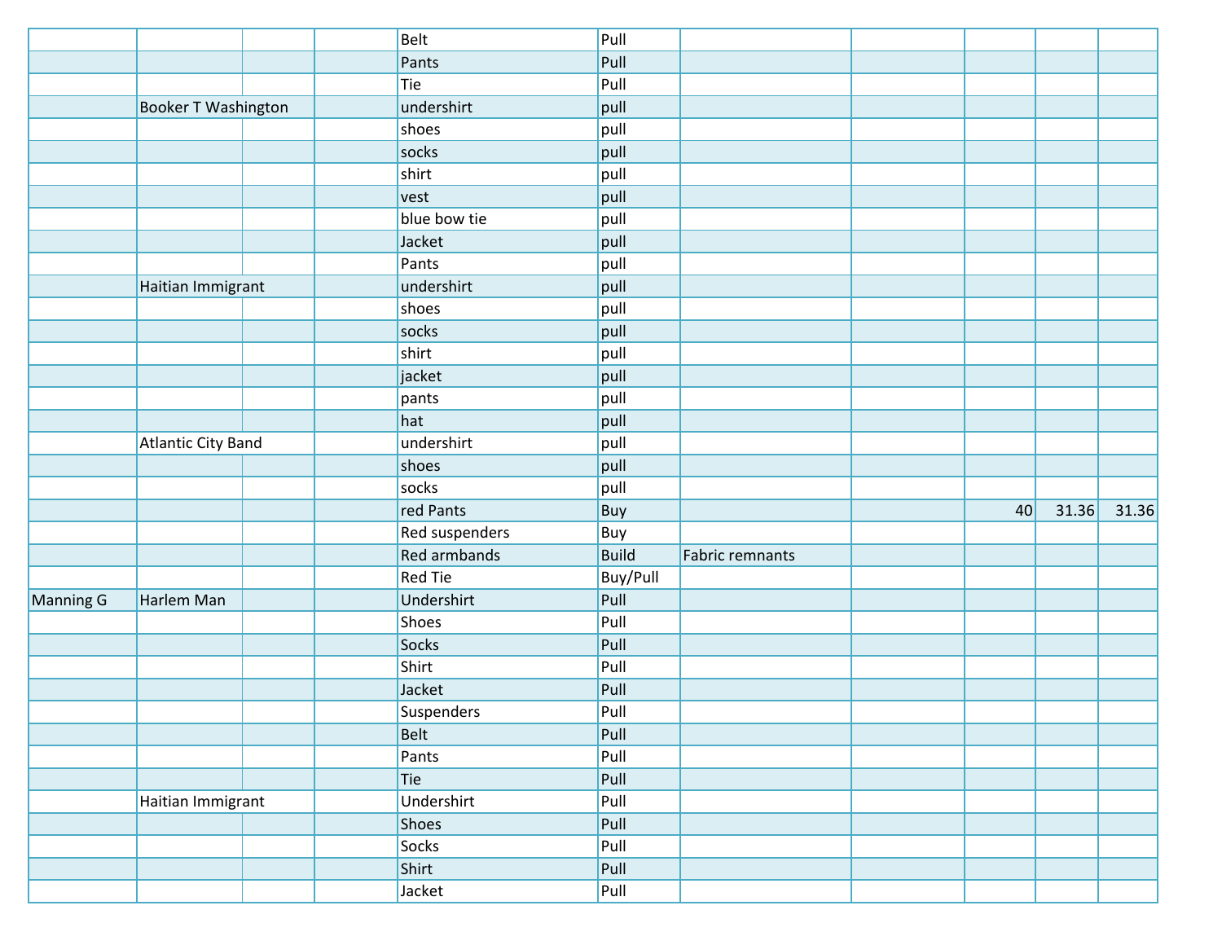| | | | | | | | | | | |
|---|---|---|---|---|---|---|---|---|---|---|
| | | | | Belt | Pull | | | | | |
| | | | | Pants | Pull | | | | | |
| | | | | Tie | Pull | | | | | |
| | Booker T Washington | | | undershirt | pull | | | | | |
| | | | | shoes | pull | | | | | |
| | | | | socks | pull | | | | | |
| | | | | shirt | pull | | | | | |
| | | | | vest | pull | | | | | |
| | | | | blue bow tie | pull | | | | | |
| | | | | Jacket | pull | | | | | |
| | | | | Pants | pull | | | | | |
| | Haitian Immigrant | | | undershirt | pull | | | | | |
| | | | | shoes | pull | | | | | |
| | | | | socks | pull | | | | | |
| | | | | shirt | pull | | | | | |
| | | | | jacket | pull | | | | | |
| | | | | pants | pull | | | | | |
| | | | | hat | pull | | | | | |
| | Atlantic City Band | | | undershirt | pull | | | | | |
| | | | | shoes | pull | | | | | |
| | | | | socks | pull | | | | | |
| | | | | red Pants | Buy | | | 40 | 31.36 | 31.36 |
| | | | | Red suspenders | Buy | | | | | |
| | | | | Red armbands | Build | Fabric remnants | | | | |
| | | | | Red Tie | Buy/Pull | | | | | |
| Manning G | Harlem Man | | | Undershirt | Pull | | | | | |
| | | | | Shoes | Pull | | | | | |
| | | | | Socks | Pull | | | | | |
| | | | | Shirt | Pull | | | | | |
| | | | | Jacket | Pull | | | | | |
| | | | | Suspenders | Pull | | | | | |
| | | | | Belt | Pull | | | | | |
| | | | | Pants | Pull | | | | | |
| | | | | Tie | Pull | | | | | |
| | Haitian Immigrant | | | Undershirt | Pull | | | | | |
| | | | | Shoes | Pull | | | | | |
| | | | | Socks | Pull | | | | | |
| | | | | Shirt | Pull | | | | | |
| | | | | Jacket | Pull | | | | | |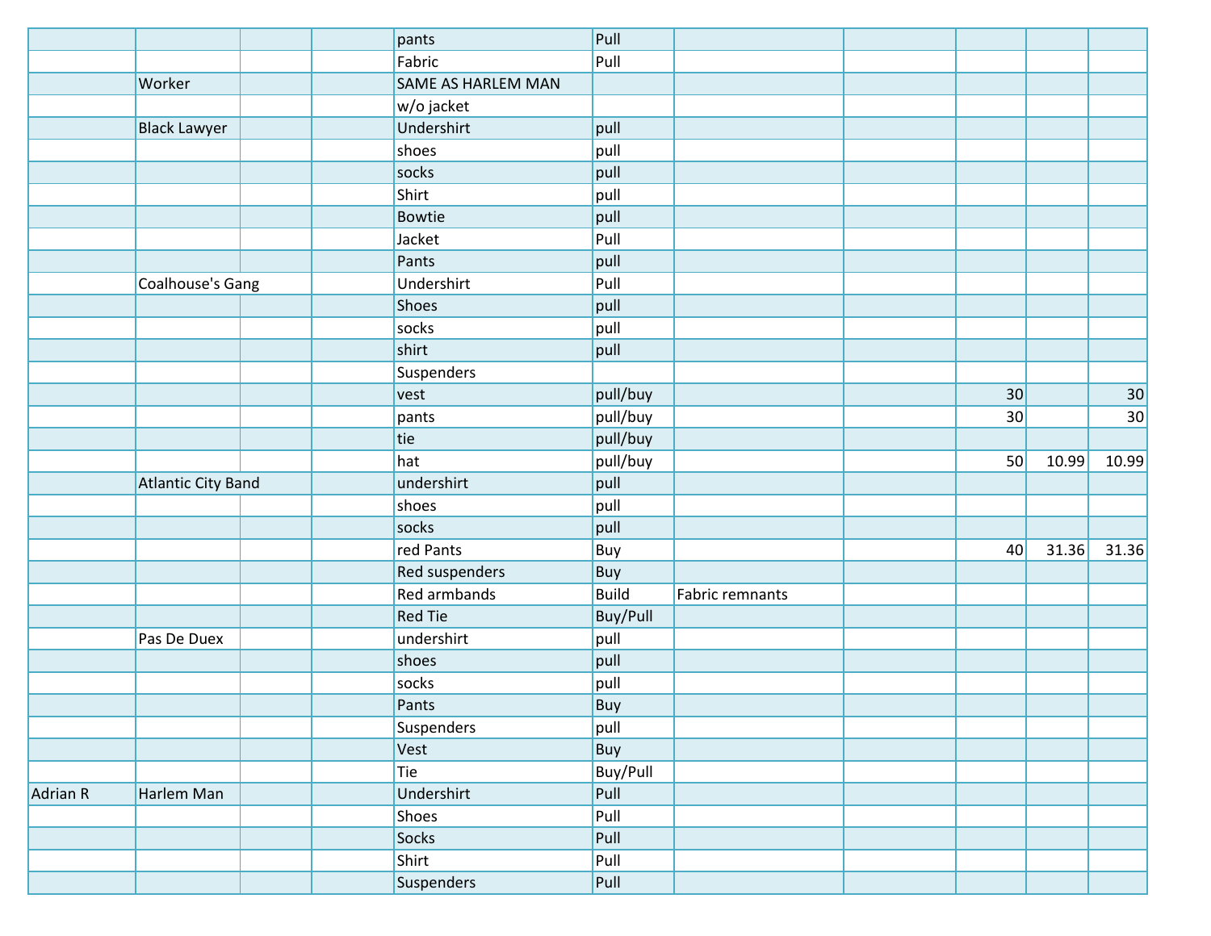| | | | | | | | | | | |
|---|---|---|---|---|---|---|---|---|---|---|
| | | | | pants | Pull | | | | | |
| | | | | Fabric | Pull | | | | | |
| | Worker | | | SAME AS HARLEM MAN | | | | | | |
| | | | | w/o jacket | | | | | | |
| | Black Lawyer | | | Undershirt | pull | | | | | |
| | | | | shoes | pull | | | | | |
| | | | | socks | pull | | | | | |
| | | | | Shirt | pull | | | | | |
| | | | | Bowtie | pull | | | | | |
| | | | | Jacket | Pull | | | | | |
| | | | | Pants | pull | | | | | |
| | Coalhouse's Gang | | | Undershirt | Pull | | | | | |
| | | | | Shoes | pull | | | | | |
| | | | | socks | pull | | | | | |
| | | | | shirt | pull | | | | | |
| | | | | Suspenders | | | | | | |
| | | | | vest | pull/buy | | | 30 | | 30 |
| | | | | pants | pull/buy | | | 30 | | 30 |
| | | | | tie | pull/buy | | | | | |
| | | | | hat | pull/buy | | | 50 | 10.99 | 10.99 |
| | Atlantic City Band | | | undershirt | pull | | | | | |
| | | | | shoes | pull | | | | | |
| | | | | socks | pull | | | | | |
| | | | | red Pants | Buy | | | 40 | 31.36 | 31.36 |
| | | | | Red suspenders | Buy | | | | | |
| | | | | Red armbands | Build | Fabric remnants | | | | |
| | | | | Red Tie | Buy/Pull | | | | | |
| | Pas De Duex | | | undershirt | pull | | | | | |
| | | | | shoes | pull | | | | | |
| | | | | socks | pull | | | | | |
| | | | | Pants | Buy | | | | | |
| | | | | Suspenders | pull | | | | | |
| | | | | Vest | Buy | | | | | |
| | | | | Tie | Buy/Pull | | | | | |
| Adrian R | Harlem Man | | | Undershirt | Pull | | | | | |
| | | | | Shoes | Pull | | | | | |
| | | | | Socks | Pull | | | | | |
| | | | | Shirt | Pull | | | | | |
| | | | | Suspenders | Pull | | | | | |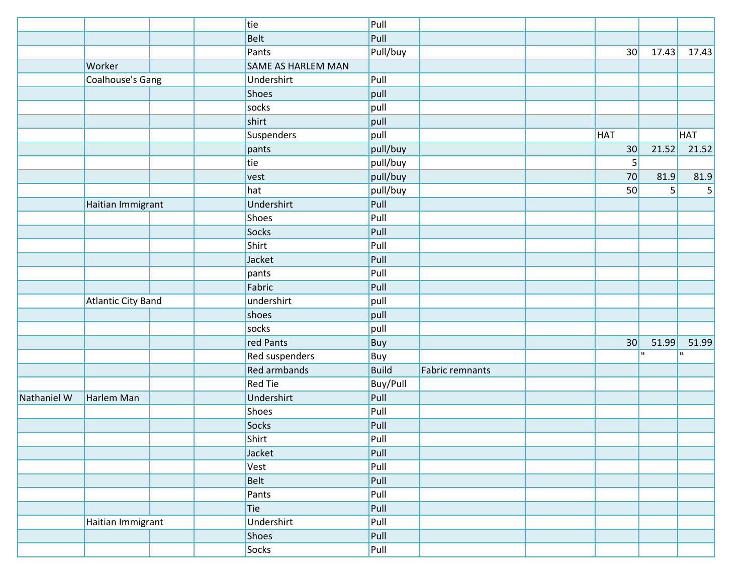| | | | | | | | | | | |
|---|---|---|---|---|---|---|---|---|---|---|
| | | | | tie | Pull | | | | | |
| | | | | Belt | Pull | | | | | |
| | | | | Pants | Pull/buy | | | 30 | 17.43 | 17.43 |
| | Worker | | | SAME AS HARLEM MAN | | | | | | |
| | Coalhouse's Gang | | | Undershirt | Pull | | | | | |
| | | | | Shoes | pull | | | | | |
| | | | | socks | pull | | | | | |
| | | | | shirt | pull | | | | | |
| | | | | Suspenders | pull | | | HAT | | HAT |
| | | | | pants | pull/buy | | | 30 | 21.52 | 21.52 |
| | | | | tie | pull/buy | | | 5 | | |
| | | | | vest | pull/buy | | | 70 | 81.9 | 81.9 |
| | | | | hat | pull/buy | | | 50 | 5 | 5 |
| | Haitian Immigrant | | | Undershirt | Pull | | | | | |
| | | | | Shoes | Pull | | | | | |
| | | | | Socks | Pull | | | | | |
| | | | | Shirt | Pull | | | | | |
| | | | | Jacket | Pull | | | | | |
| | | | | pants | Pull | | | | | |
| | | | | Fabric | Pull | | | | | |
| | Atlantic City Band | | | undershirt | pull | | | | | |
| | | | | shoes | pull | | | | | |
| | | | | socks | pull | | | | | |
| | | | | red Pants | Buy | | | 30 | 51.99 | 51.99 |
| | | | | Red suspenders | Buy | | | | " | " |
| | | | | Red armbands | Build | Fabric remnants | | | | |
| | | | | Red Tie | Buy/Pull | | | | | |
| Nathaniel W | Harlem Man | | | Undershirt | Pull | | | | | |
| | | | | Shoes | Pull | | | | | |
| | | | | Socks | Pull | | | | | |
| | | | | Shirt | Pull | | | | | |
| | | | | Jacket | Pull | | | | | |
| | | | | Vest | Pull | | | | | |
| | | | | Belt | Pull | | | | | |
| | | | | Pants | Pull | | | | | |
| | | | | Tie | Pull | | | | | |
| | Haitian Immigrant | | | Undershirt | Pull | | | | | |
| | | | | Shoes | Pull | | | | | |
| | | | | Socks | Pull | | | | | |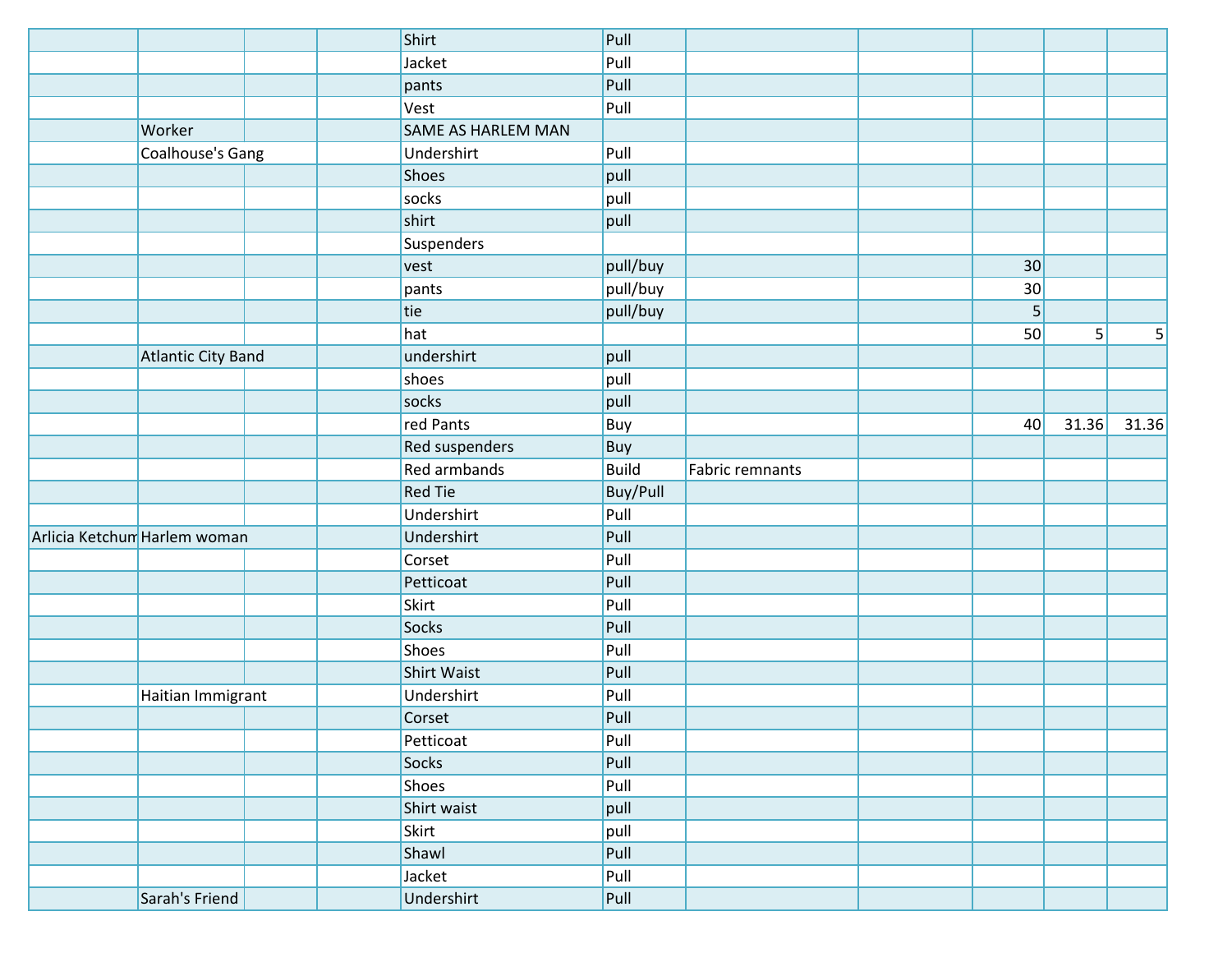| | | | | | | | | | | |
|---|---|---|---|---|---|---|---|---|---|---|
| | | | | Shirt | Pull | | | | | |
| | | | | Jacket | Pull | | | | | |
| | | | | pants | Pull | | | | | |
| | | | | Vest | Pull | | | | | |
| | Worker | | | SAME AS HARLEM MAN | | | | | | |
| | Coalhouse's Gang | | | Undershirt | Pull | | | | | |
| | | | | Shoes | pull | | | | | |
| | | | | socks | pull | | | | | |
| | | | | shirt | pull | | | | | |
| | | | | Suspenders | | | | | | |
| | | | | vest | pull/buy | | | 30 | | |
| | | | | pants | pull/buy | | | 30 | | |
| | | | | tie | pull/buy | | | 5 | | |
| | | | | hat | | | | 50 | 5 | 5 |
| | Atlantic City Band | | | undershirt | pull | | | | | |
| | | | | shoes | pull | | | | | |
| | | | | socks | pull | | | | | |
| | | | | red Pants | Buy | | | 40 | 31.36 | 31.36 |
| | | | | Red suspenders | Buy | | | | | |
| | | | | Red armbands | Build | Fabric remnants | | | | |
| | | | | Red Tie | Buy/Pull | | | | | |
| | | | | Undershirt | Pull | | | | | |
| Arlicia Ketchum | Harlem woman | | | Undershirt | Pull | | | | | |
| | | | | Corset | Pull | | | | | |
| | | | | Petticoat | Pull | | | | | |
| | | | | Skirt | Pull | | | | | |
| | | | | Socks | Pull | | | | | |
| | | | | Shoes | Pull | | | | | |
| | | | | Shirt Waist | Pull | | | | | |
| | Haitian Immigrant | | | Undershirt | Pull | | | | | |
| | | | | Corset | Pull | | | | | |
| | | | | Petticoat | Pull | | | | | |
| | | | | Socks | Pull | | | | | |
| | | | | Shoes | Pull | | | | | |
| | | | | Shirt waist | pull | | | | | |
| | | | | Skirt | pull | | | | | |
| | | | | Shawl | Pull | | | | | |
| | | | | Jacket | Pull | | | | | |
| | Sarah's Friend | | | Undershirt | Pull | | | | | |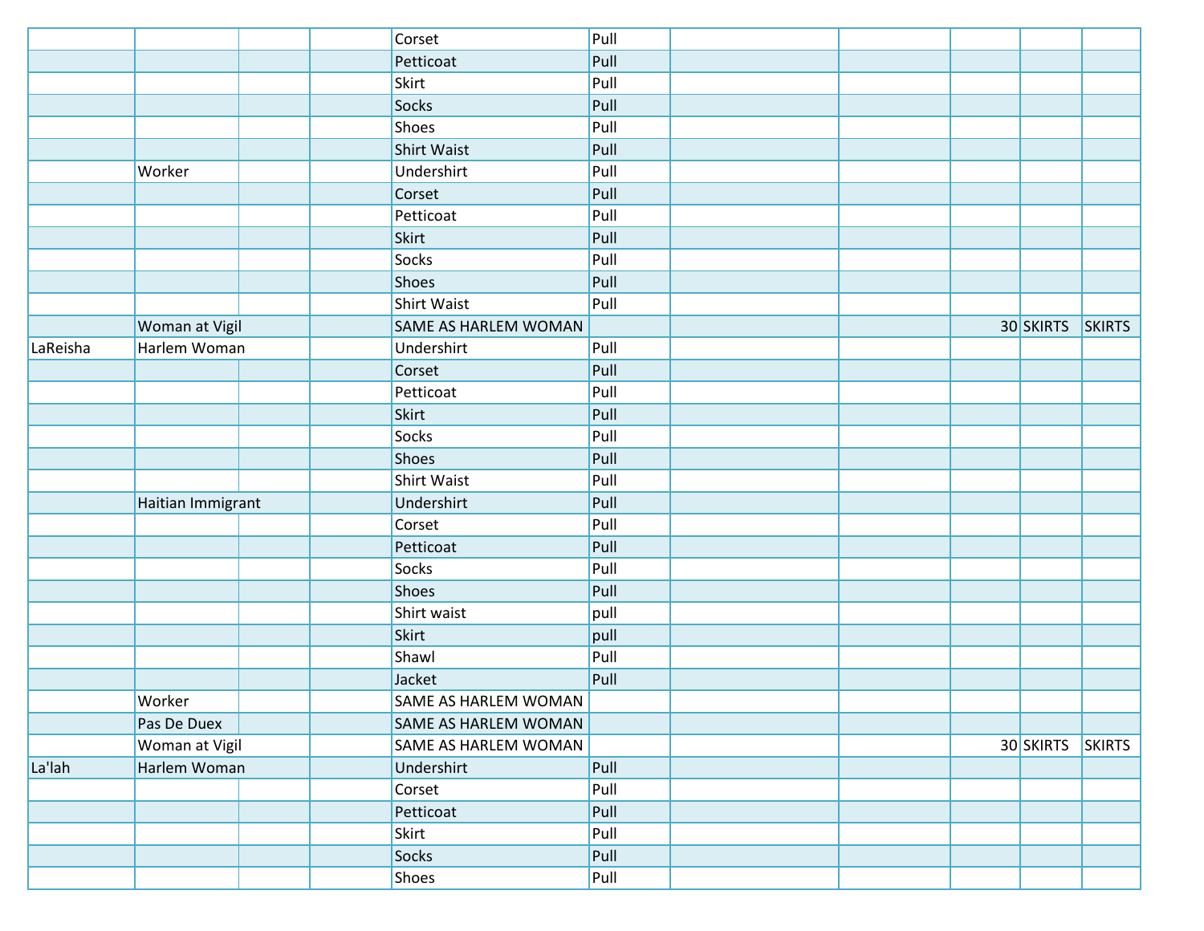| | | | | | | | | | | |
|---|---|---|---|---|---|---|---|---|---|---|
| | | | | Corset | Pull | | | | | |
| | | | | Petticoat | Pull | | | | | |
| | | | | Skirt | Pull | | | | | |
| | | | | Socks | Pull | | | | | |
| | | | | Shoes | Pull | | | | | |
| | | | | Shirt Waist | Pull | | | | | |
| | Worker | | | Undershirt | Pull | | | | | |
| | | | | Corset | Pull | | | | | |
| | | | | Petticoat | Pull | | | | | |
| | | | | Skirt | Pull | | | | | |
| | | | | Socks | Pull | | | | | |
| | | | | Shoes | Pull | | | | | |
| | | | | Shirt Waist | Pull | | | | | |
| | Woman at Vigil | | | SAME AS HARLEM WOMAN | | | | 30 | SKIRTS | SKIRTS |
| LaReisha | Harlem Woman | | | Undershirt | Pull | | | | | |
| | | | | Corset | Pull | | | | | |
| | | | | Petticoat | Pull | | | | | |
| | | | | Skirt | Pull | | | | | |
| | | | | Socks | Pull | | | | | |
| | | | | Shoes | Pull | | | | | |
| | | | | Shirt Waist | Pull | | | | | |
| | Haitian Immigrant | | | Undershirt | Pull | | | | | |
| | | | | Corset | Pull | | | | | |
| | | | | Petticoat | Pull | | | | | |
| | | | | Socks | Pull | | | | | |
| | | | | Shoes | Pull | | | | | |
| | | | | Shirt waist | pull | | | | | |
| | | | | Skirt | pull | | | | | |
| | | | | Shawl | Pull | | | | | |
| | | | | Jacket | Pull | | | | | |
| | Worker | | | SAME AS HARLEM WOMAN | | | | | | |
| | Pas De Duex | | | SAME AS HARLEM WOMAN | | | | | | |
| | Woman at Vigil | | | SAME AS HARLEM WOMAN | | | | 30 | SKIRTS | SKIRTS |
| La'lah | Harlem Woman | | | Undershirt | Pull | | | | | |
| | | | | Corset | Pull | | | | | |
| | | | | Petticoat | Pull | | | | | |
| | | | | Skirt | Pull | | | | | |
| | | | | Socks | Pull | | | | | |
| | | | | Shoes | Pull | | | | | |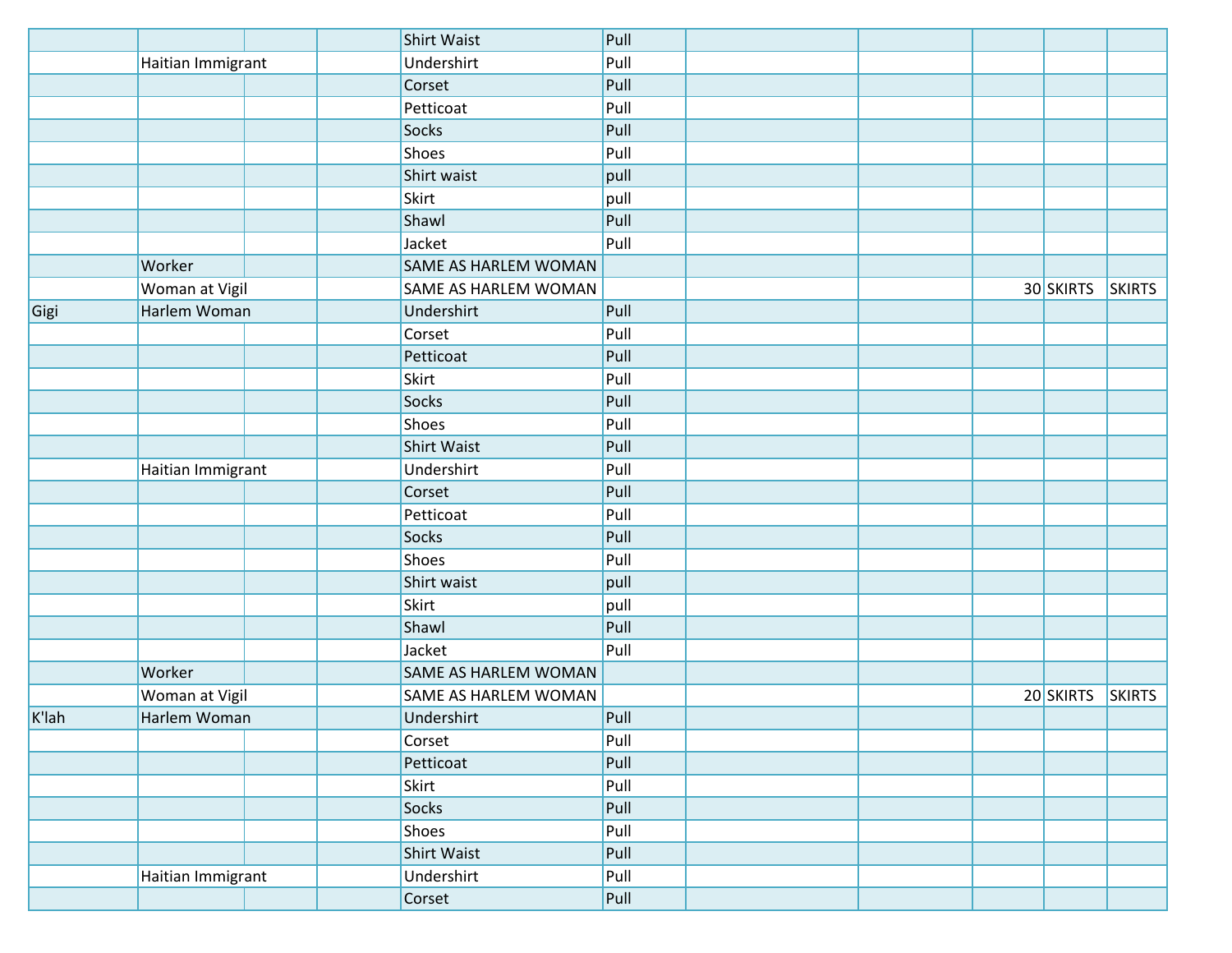| | | | | | | | | | | |
|---|---|---|---|---|---|---|---|---|---|---|
| | | | | Shirt Waist | Pull | | | | | |
| | Haitian Immigrant | | | Undershirt | Pull | | | | | |
| | | | | Corset | Pull | | | | | |
| | | | | Petticoat | Pull | | | | | |
| | | | | Socks | Pull | | | | | |
| | | | | Shoes | Pull | | | | | |
| | | | | Shirt waist | pull | | | | | |
| | | | | Skirt | pull | | | | | |
| | | | | Shawl | Pull | | | | | |
| | | | | Jacket | Pull | | | | | |
| | Worker | | | SAME AS HARLEM WOMAN | | | | | | |
| | Woman at Vigil | | | SAME AS HARLEM WOMAN | | | | 30 | SKIRTS | SKIRTS |
| Gigi | Harlem Woman | | | Undershirt | Pull | | | | | |
| | | | | Corset | Pull | | | | | |
| | | | | Petticoat | Pull | | | | | |
| | | | | Skirt | Pull | | | | | |
| | | | | Socks | Pull | | | | | |
| | | | | Shoes | Pull | | | | | |
| | | | | Shirt Waist | Pull | | | | | |
| | Haitian Immigrant | | | Undershirt | Pull | | | | | |
| | | | | Corset | Pull | | | | | |
| | | | | Petticoat | Pull | | | | | |
| | | | | Socks | Pull | | | | | |
| | | | | Shoes | Pull | | | | | |
| | | | | Shirt waist | pull | | | | | |
| | | | | Skirt | pull | | | | | |
| | | | | Shawl | Pull | | | | | |
| | | | | Jacket | Pull | | | | | |
| | Worker | | | SAME AS HARLEM WOMAN | | | | | | |
| | Woman at Vigil | | | SAME AS HARLEM WOMAN | | | | 20 | SKIRTS | SKIRTS |
| K'lah | Harlem Woman | | | Undershirt | Pull | | | | | |
| | | | | Corset | Pull | | | | | |
| | | | | Petticoat | Pull | | | | | |
| | | | | Skirt | Pull | | | | | |
| | | | | Socks | Pull | | | | | |
| | | | | Shoes | Pull | | | | | |
| | | | | Shirt Waist | Pull | | | | | |
| | Haitian Immigrant | | | Undershirt | Pull | | | | | |
| | | | | Corset | Pull | | | | | |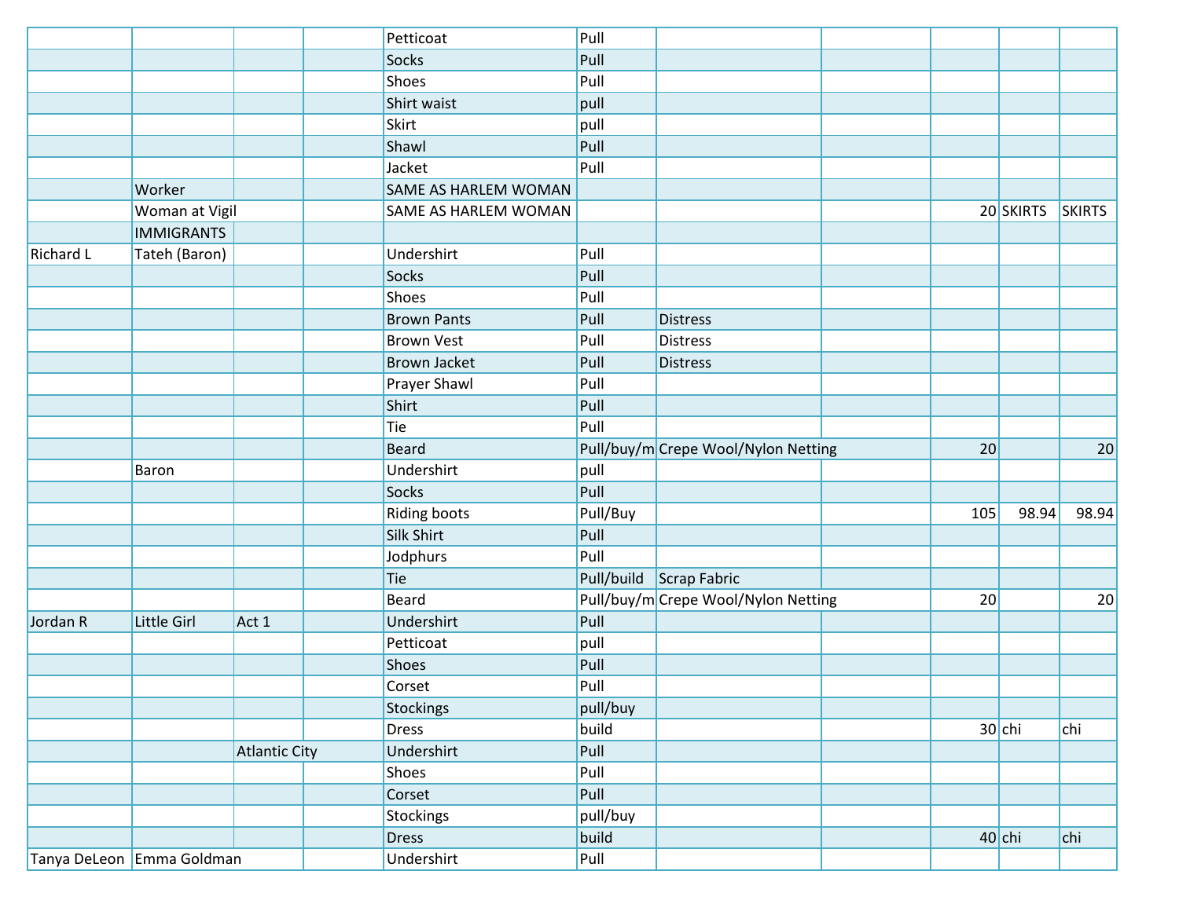| | | | | | | | | | | |
|---|---|---|---|---|---|---|---|---|---|---|
| | | | | Petticoat | Pull | | | | | |
| | | | | Socks | Pull | | | | | |
| | | | | Shoes | Pull | | | | | |
| | | | | Shirt waist | pull | | | | | |
| | | | | Skirt | pull | | | | | |
| | | | | Shawl | Pull | | | | | |
| | | | | Jacket | Pull | | | | | |
| | Worker | | | SAME AS HARLEM WOMAN | | | | | | |
| | Woman at Vigil | | | SAME AS HARLEM WOMAN | | | | 20 | SKIRTS | SKIRTS |
| | IMMIGRANTS | | | | | | | | | |
| Richard L | Tateh (Baron) | | | Undershirt | Pull | | | | | |
| | | | | Socks | Pull | | | | | |
| | | | | Shoes | Pull | | | | | |
| | | | | Brown Pants | Pull | Distress | | | | |
| | | | | Brown Vest | Pull | Distress | | | | |
| | | | | Brown Jacket | Pull | Distress | | | | |
| | | | | Prayer Shawl | Pull | | | | | |
| | | | | Shirt | Pull | | | | | |
| | | | | Tie | Pull | | | | | |
| | | | | Beard | Pull/buy/m | Crepe Wool/Nylon Netting | | 20 | | 20 |
| | Baron | | | Undershirt | pull | | | | | |
| | | | | Socks | Pull | | | | | |
| | | | | Riding boots | Pull/Buy | | | 105 | 98.94 | 98.94 |
| | | | | Silk Shirt | Pull | | | | | |
| | | | | Jodphurs | Pull | | | | | |
| | | | | Tie | Pull/build | Scrap Fabric | | | | |
| | | | | Beard | Pull/buy/m | Crepe Wool/Nylon Netting | | 20 | | 20 |
| Jordan R | Little Girl | Act 1 | | Undershirt | Pull | | | | | |
| | | | | Petticoat | pull | | | | | |
| | | | | Shoes | Pull | | | | | |
| | | | | Corset | Pull | | | | | |
| | | | | Stockings | pull/buy | | | | | |
| | | | | Dress | build | | | 30 | chi | chi |
| | | Atlantic City | | Undershirt | Pull | | | | | |
| | | | | Shoes | Pull | | | | | |
| | | | | Corset | Pull | | | | | |
| | | | | Stockings | pull/buy | | | | | |
| | | | | Dress | build | | | 40 | chi | chi |
| Tanya DeLeon | Emma Goldman | | | Undershirt | Pull | | | | | |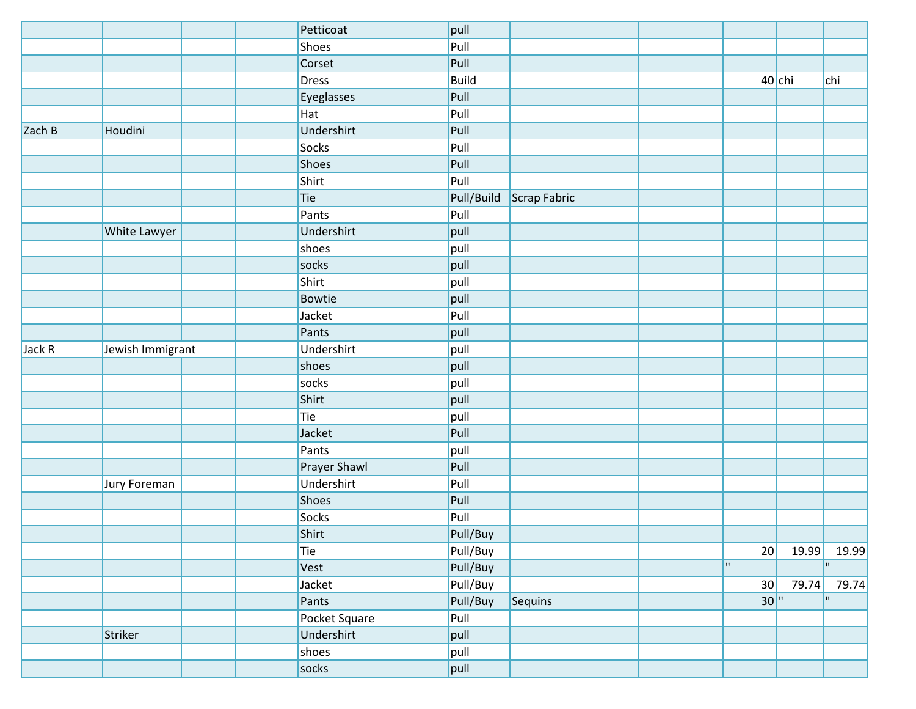| | | | | | | | | | | |
|---|---|---|---|---|---|---|---|---|---|---|
| | | | | Petticoat | pull | | | | | |
| | | | | Shoes | Pull | | | | | |
| | | | | Corset | Pull | | | | | |
| | | | | Dress | Build | | | 40 | chi | chi |
| | | | | Eyeglasses | Pull | | | | | |
| | | | | Hat | Pull | | | | | |
| Zach B | Houdini | | | Undershirt | Pull | | | | | |
| | | | | Socks | Pull | | | | | |
| | | | | Shoes | Pull | | | | | |
| | | | | Shirt | Pull | | | | | |
| | | | | Tie | Pull/Build | Scrap Fabric | | | | |
| | | | | Pants | Pull | | | | | |
| | White Lawyer | | | Undershirt | pull | | | | | |
| | | | | shoes | pull | | | | | |
| | | | | socks | pull | | | | | |
| | | | | Shirt | pull | | | | | |
| | | | | Bowtie | pull | | | | | |
| | | | | Jacket | Pull | | | | | |
| | | | | Pants | pull | | | | | |
| Jack R | Jewish Immigrant | | | Undershirt | pull | | | | | |
| | | | | shoes | pull | | | | | |
| | | | | socks | pull | | | | | |
| | | | | Shirt | pull | | | | | |
| | | | | Tie | pull | | | | | |
| | | | | Jacket | Pull | | | | | |
| | | | | Pants | pull | | | | | |
| | | | | Prayer Shawl | Pull | | | | | |
| | Jury Foreman | | | Undershirt | Pull | | | | | |
| | | | | Shoes | Pull | | | | | |
| | | | | Socks | Pull | | | | | |
| | | | | Shirt | Pull/Buy | | | | | |
| | | | | Tie | Pull/Buy | | | 20 | 19.99 | 19.99 |
| | | | | Vest | Pull/Buy | | | " | | " |
| | | | | Jacket | Pull/Buy | | | 30 | 79.74 | 79.74 |
| | | | | Pants | Pull/Buy | Sequins | | 30 | " | " |
| | | | | Pocket Square | Pull | | | | | |
| | Striker | | | Undershirt | pull | | | | | |
| | | | | shoes | pull | | | | | |
| | | | | socks | pull | | | | | |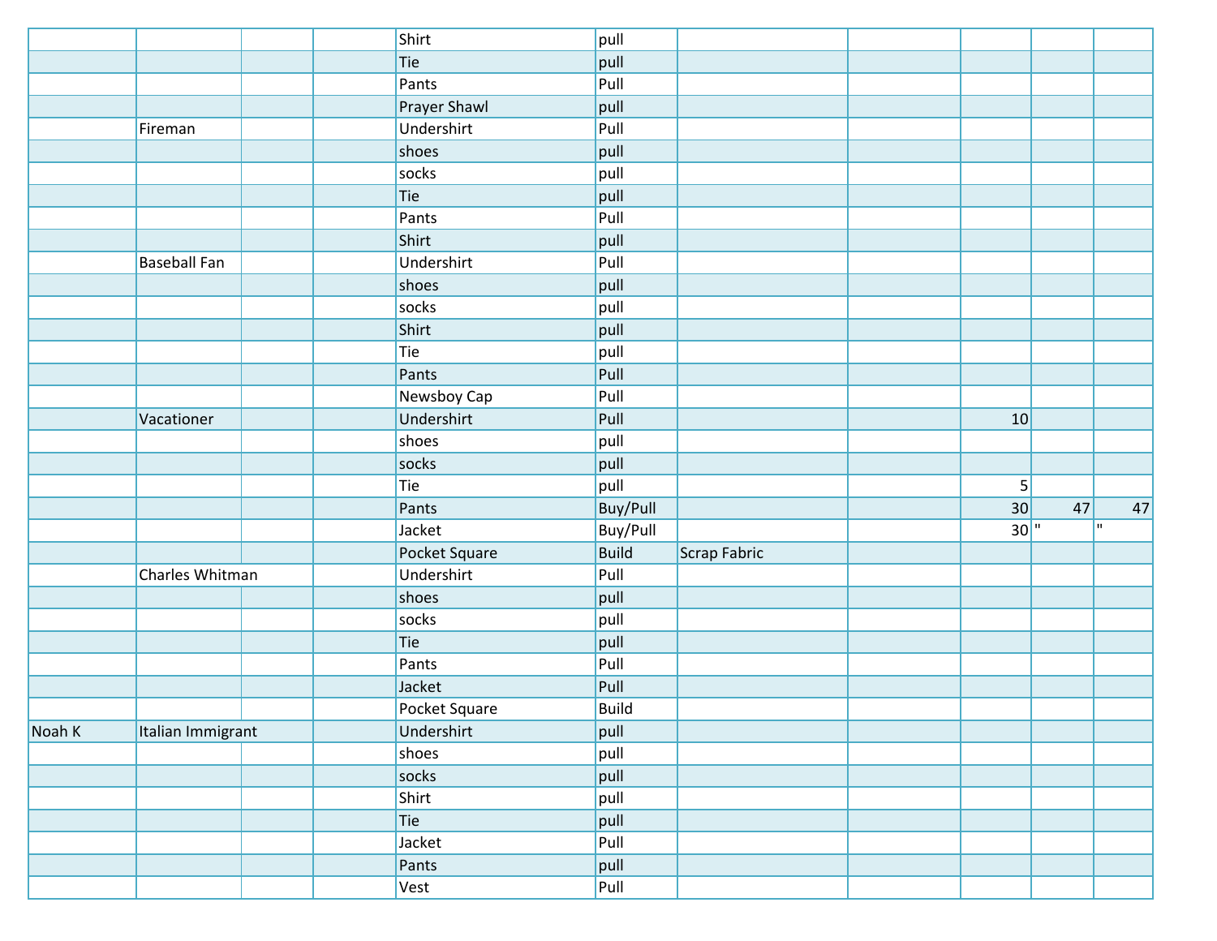| | | | | | | | | | | |
|---|---|---|---|---|---|---|---|---|---|---|
| | | | | Shirt | pull | | | | | |
| | | | | Tie | pull | | | | | |
| | | | | Pants | Pull | | | | | |
| | | | | Prayer Shawl | pull | | | | | |
| | Fireman | | | Undershirt | Pull | | | | | |
| | | | | shoes | pull | | | | | |
| | | | | socks | pull | | | | | |
| | | | | Tie | pull | | | | | |
| | | | | Pants | Pull | | | | | |
| | | | | Shirt | pull | | | | | |
| | Baseball Fan | | | Undershirt | Pull | | | | | |
| | | | | shoes | pull | | | | | |
| | | | | socks | pull | | | | | |
| | | | | Shirt | pull | | | | | |
| | | | | Tie | pull | | | | | |
| | | | | Pants | Pull | | | | | |
| | | | | Newsboy Cap | Pull | | | | | |
| | Vacationer | | | Undershirt | Pull | | | 10 | | |
| | | | | shoes | pull | | | | | |
| | | | | socks | pull | | | | | |
| | | | | Tie | pull | | | 5 | | |
| | | | | Pants | Buy/Pull | | | 30 | 47 | 47 |
| | | | | Jacket | Buy/Pull | | | 30 | " | " |
| | | | | Pocket Square | Build | Scrap Fabric | | | | |
| | Charles Whitman | | | Undershirt | Pull | | | | | |
| | | | | shoes | pull | | | | | |
| | | | | socks | pull | | | | | |
| | | | | Tie | pull | | | | | |
| | | | | Pants | Pull | | | | | |
| | | | | Jacket | Pull | | | | | |
| | | | | Pocket Square | Build | | | | | |
| Noah K | Italian Immigrant | | | Undershirt | pull | | | | | |
| | | | | shoes | pull | | | | | |
| | | | | socks | pull | | | | | |
| | | | | Shirt | pull | | | | | |
| | | | | Tie | pull | | | | | |
| | | | | Jacket | Pull | | | | | |
| | | | | Pants | pull | | | | | |
| | | | | Vest | Pull | | | | | |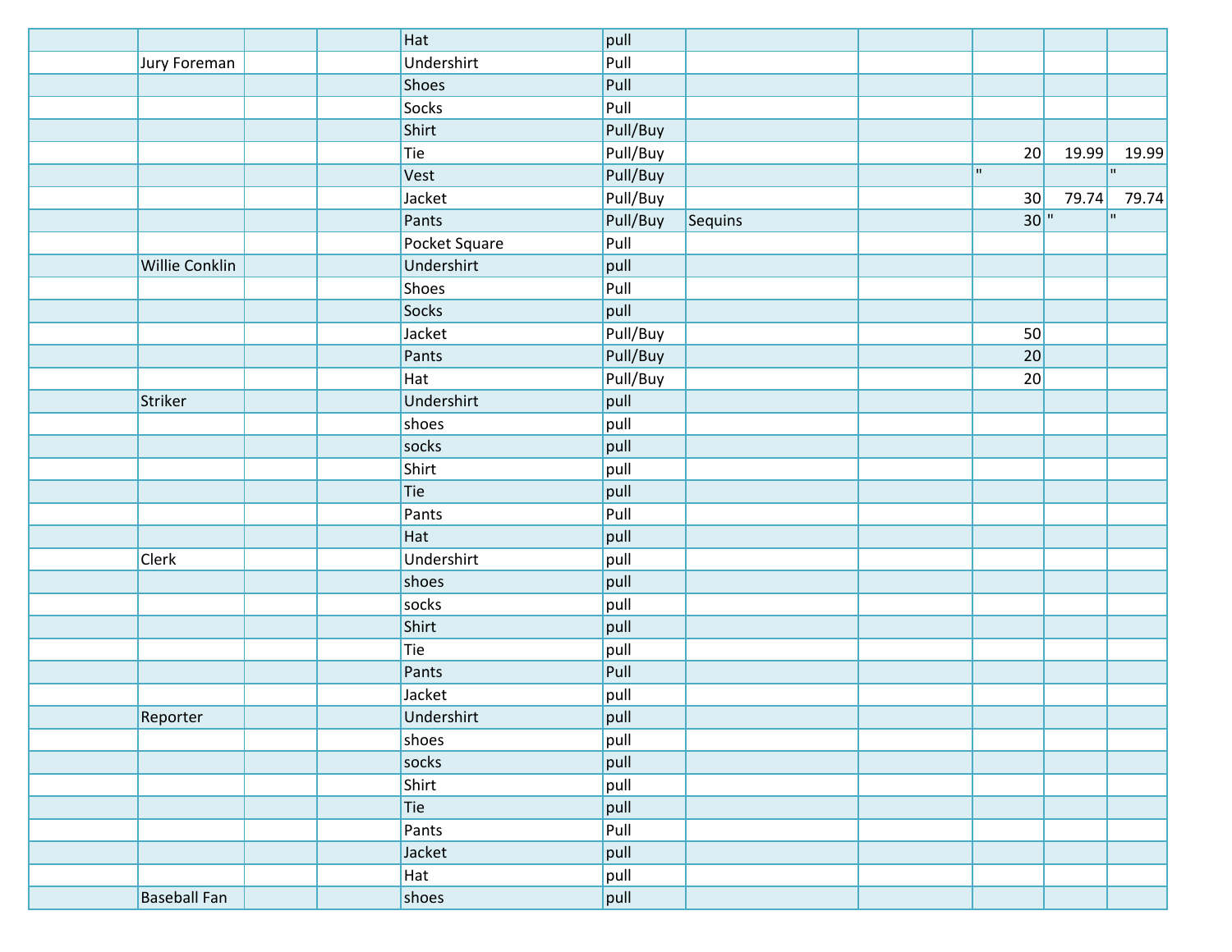| | | | | | | | | | | |
|---|---|---|---|---|---|---|---|---|---|---|
| | | | | Hat | pull | | | | | |
| | Jury Foreman | | | Undershirt | Pull | | | | | |
| | | | | Shoes | Pull | | | | | |
| | | | | Socks | Pull | | | | | |
| | | | | Shirt | Pull/Buy | | | | | |
| | | | | Tie | Pull/Buy | | | 20 | 19.99 | 19.99 |
| | | | | Vest | Pull/Buy | | | " | | " |
| | | | | Jacket | Pull/Buy | | | 30 | 79.74 | 79.74 |
| | | | | Pants | Pull/Buy | Sequins | | 30 | " | " |
| | | | | Pocket Square | Pull | | | | | |
| | Willie Conklin | | | Undershirt | pull | | | | | |
| | | | | Shoes | Pull | | | | | |
| | | | | Socks | pull | | | | | |
| | | | | Jacket | Pull/Buy | | | 50 | | |
| | | | | Pants | Pull/Buy | | | 20 | | |
| | | | | Hat | Pull/Buy | | | 20 | | |
| | Striker | | | Undershirt | pull | | | | | |
| | | | | shoes | pull | | | | | |
| | | | | socks | pull | | | | | |
| | | | | Shirt | pull | | | | | |
| | | | | Tie | pull | | | | | |
| | | | | Pants | Pull | | | | | |
| | | | | Hat | pull | | | | | |
| | Clerk | | | Undershirt | pull | | | | | |
| | | | | shoes | pull | | | | | |
| | | | | socks | pull | | | | | |
| | | | | Shirt | pull | | | | | |
| | | | | Tie | pull | | | | | |
| | | | | Pants | Pull | | | | | |
| | | | | Jacket | pull | | | | | |
| | Reporter | | | Undershirt | pull | | | | | |
| | | | | shoes | pull | | | | | |
| | | | | socks | pull | | | | | |
| | | | | Shirt | pull | | | | | |
| | | | | Tie | pull | | | | | |
| | | | | Pants | Pull | | | | | |
| | | | | Jacket | pull | | | | | |
| | | | | Hat | pull | | | | | |
| | Baseball Fan | | | shoes | pull | | | | | |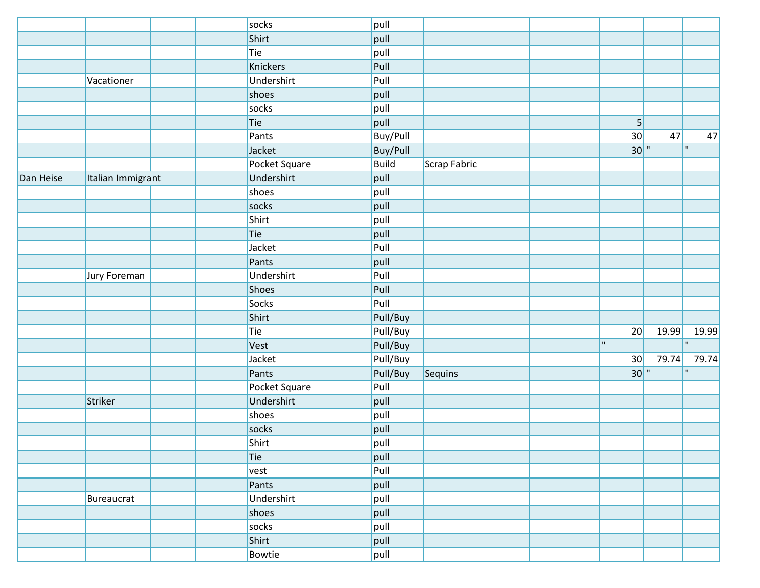| | | | | | | | | | | |
|---|---|---|---|---|---|---|---|---|---|---|
| | | | | socks | pull | | | | | |
| | | | | Shirt | pull | | | | | |
| | | | | Tie | pull | | | | | |
| | | | | Knickers | Pull | | | | | |
| | Vacationer | | | Undershirt | Pull | | | | | |
| | | | | shoes | pull | | | | | |
| | | | | socks | pull | | | | | |
| | | | | Tie | pull | | | 5 | | |
| | | | | Pants | Buy/Pull | | | 30 | 47 | 47 |
| | | | | Jacket | Buy/Pull | | | 30 | " | " |
| | | | | Pocket Square | Build | Scrap Fabric | | | | |
| Dan Heise | Italian Immigrant | | | Undershirt | pull | | | | | |
| | | | | shoes | pull | | | | | |
| | | | | socks | pull | | | | | |
| | | | | Shirt | pull | | | | | |
| | | | | Tie | pull | | | | | |
| | | | | Jacket | Pull | | | | | |
| | | | | Pants | pull | | | | | |
| | Jury Foreman | | | Undershirt | Pull | | | | | |
| | | | | Shoes | Pull | | | | | |
| | | | | Socks | Pull | | | | | |
| | | | | Shirt | Pull/Buy | | | | | |
| | | | | Tie | Pull/Buy | | | 20 | 19.99 | 19.99 |
| | | | | Vest | Pull/Buy | | | " | | " |
| | | | | Jacket | Pull/Buy | | | 30 | 79.74 | 79.74 |
| | | | | Pants | Pull/Buy | Sequins | | 30 | " | " |
| | | | | Pocket Square | Pull | | | | | |
| | Striker | | | Undershirt | pull | | | | | |
| | | | | shoes | pull | | | | | |
| | | | | socks | pull | | | | | |
| | | | | Shirt | pull | | | | | |
| | | | | Tie | pull | | | | | |
| | | | | vest | Pull | | | | | |
| | | | | Pants | pull | | | | | |
| | Bureaucrat | | | Undershirt | pull | | | | | |
| | | | | shoes | pull | | | | | |
| | | | | socks | pull | | | | | |
| | | | | Shirt | pull | | | | | |
| | | | | Bowtie | pull | | | | | |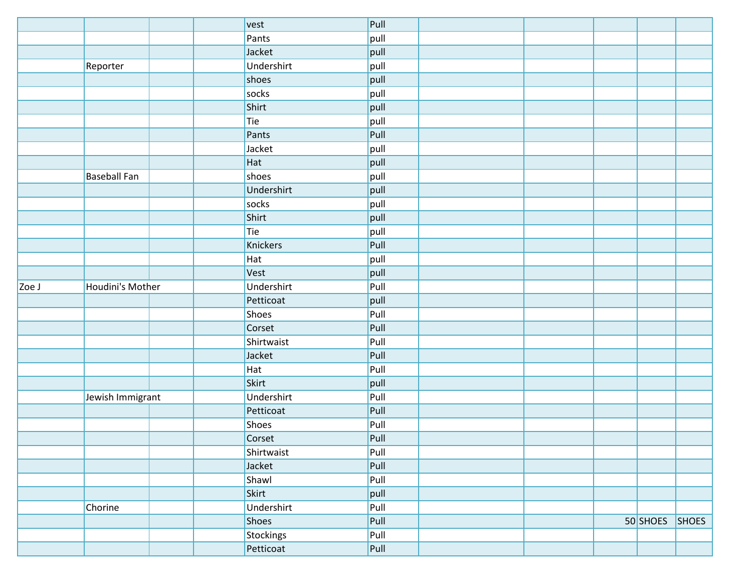| | | | | | | | | | | |
|---|---|---|---|---|---|---|---|---|---|---|
| | | | | vest | Pull | | | | | |
| | | | | Pants | pull | | | | | |
| | | | | Jacket | pull | | | | | |
| | Reporter | | | Undershirt | pull | | | | | |
| | | | | shoes | pull | | | | | |
| | | | | socks | pull | | | | | |
| | | | | Shirt | pull | | | | | |
| | | | | Tie | pull | | | | | |
| | | | | Pants | Pull | | | | | |
| | | | | Jacket | pull | | | | | |
| | | | | Hat | pull | | | | | |
| | Baseball Fan | | | shoes | pull | | | | | |
| | | | | Undershirt | pull | | | | | |
| | | | | socks | pull | | | | | |
| | | | | Shirt | pull | | | | | |
| | | | | Tie | pull | | | | | |
| | | | | Knickers | Pull | | | | | |
| | | | | Hat | pull | | | | | |
| | | | | Vest | pull | | | | | |
| Zoe J | Houdini's Mother | | | Undershirt | Pull | | | | | |
| | | | | Petticoat | pull | | | | | |
| | | | | Shoes | Pull | | | | | |
| | | | | Corset | Pull | | | | | |
| | | | | Shirtwaist | Pull | | | | | |
| | | | | Jacket | Pull | | | | | |
| | | | | Hat | Pull | | | | | |
| | | | | Skirt | pull | | | | | |
| | Jewish Immigrant | | | Undershirt | Pull | | | | | |
| | | | | Petticoat | Pull | | | | | |
| | | | | Shoes | Pull | | | | | |
| | | | | Corset | Pull | | | | | |
| | | | | Shirtwaist | Pull | | | | | |
| | | | | Jacket | Pull | | | | | |
| | | | | Shawl | Pull | | | | | |
| | | | | Skirt | pull | | | | | |
| | Chorine | | | Undershirt | Pull | | | | | |
| | | | | Shoes | Pull | | | 50 | SHOES | SHOES |
| | | | | Stockings | Pull | | | | | |
| | | | | Petticoat | Pull | | | | | |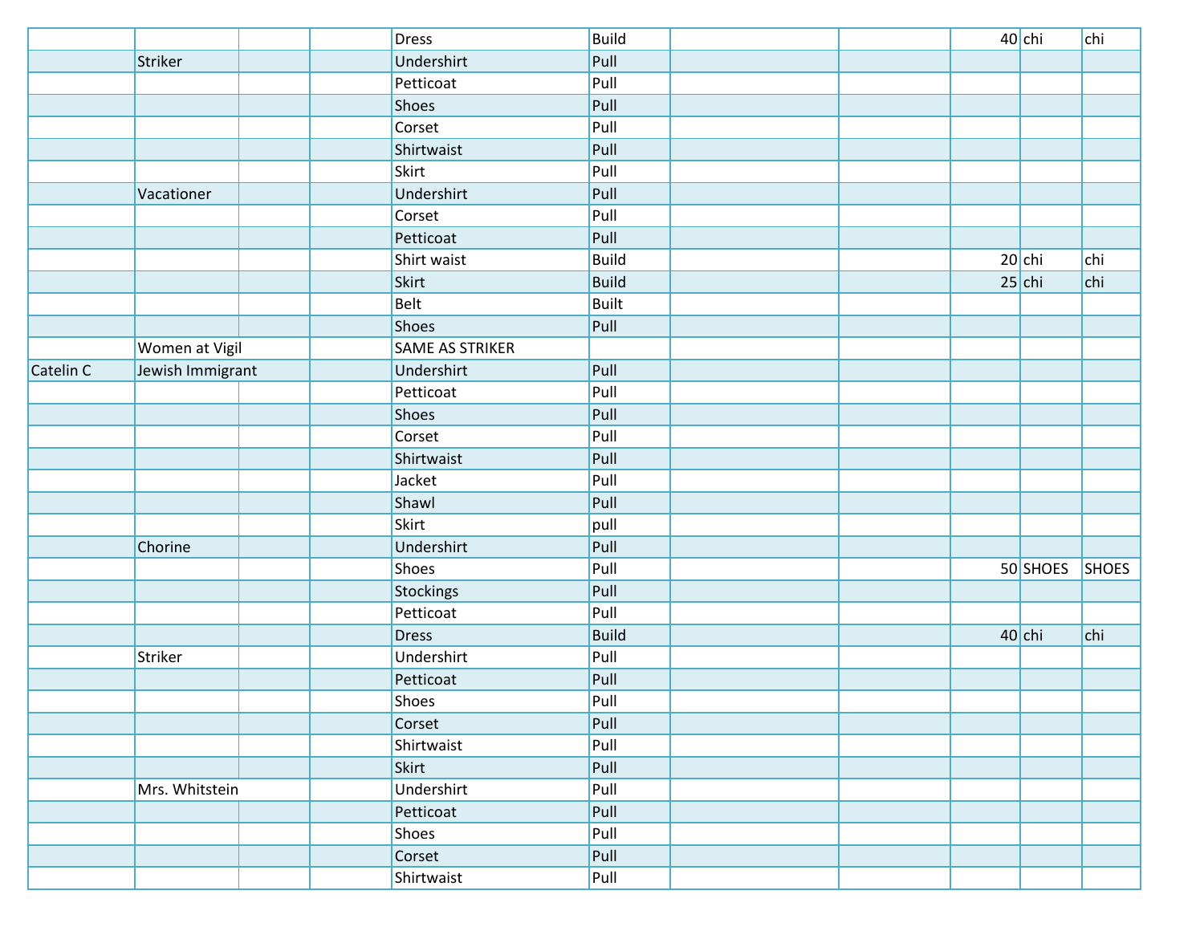| | | | | | | | | | | |
|---|---|---|---|---|---|---|---|---|---|---|
| | | | | Dress | Build | | | 40 | chi | chi |
| | Striker | | | Undershirt | Pull | | | | | |
| | | | | Petticoat | Pull | | | | | |
| | | | | Shoes | Pull | | | | | |
| | | | | Corset | Pull | | | | | |
| | | | | Shirtwaist | Pull | | | | | |
| | | | | Skirt | Pull | | | | | |
| | Vacationer | | | Undershirt | Pull | | | | | |
| | | | | Corset | Pull | | | | | |
| | | | | Petticoat | Pull | | | | | |
| | | | | Shirt waist | Build | | | 20 | chi | chi |
| | | | | Skirt | Build | | | 25 | chi | chi |
| | | | | Belt | Built | | | | | |
| | | | | Shoes | Pull | | | | | |
| | Women at Vigil | | | SAME AS STRIKER | | | | | | |
| Catelin C | Jewish Immigrant | | | Undershirt | Pull | | | | | |
| | | | | Petticoat | Pull | | | | | |
| | | | | Shoes | Pull | | | | | |
| | | | | Corset | Pull | | | | | |
| | | | | Shirtwaist | Pull | | | | | |
| | | | | Jacket | Pull | | | | | |
| | | | | Shawl | Pull | | | | | |
| | | | | Skirt | pull | | | | | |
| | Chorine | | | Undershirt | Pull | | | | | |
| | | | | Shoes | Pull | | | 50 | SHOES | SHOES |
| | | | | Stockings | Pull | | | | | |
| | | | | Petticoat | Pull | | | | | |
| | | | | Dress | Build | | | 40 | chi | chi |
| | Striker | | | Undershirt | Pull | | | | | |
| | | | | Petticoat | Pull | | | | | |
| | | | | Shoes | Pull | | | | | |
| | | | | Corset | Pull | | | | | |
| | | | | Shirtwaist | Pull | | | | | |
| | | | | Skirt | Pull | | | | | |
| | Mrs. Whitstein | | | Undershirt | Pull | | | | | |
| | | | | Petticoat | Pull | | | | | |
| | | | | Shoes | Pull | | | | | |
| | | | | Corset | Pull | | | | | |
| | | | | Shirtwaist | Pull | | | | | |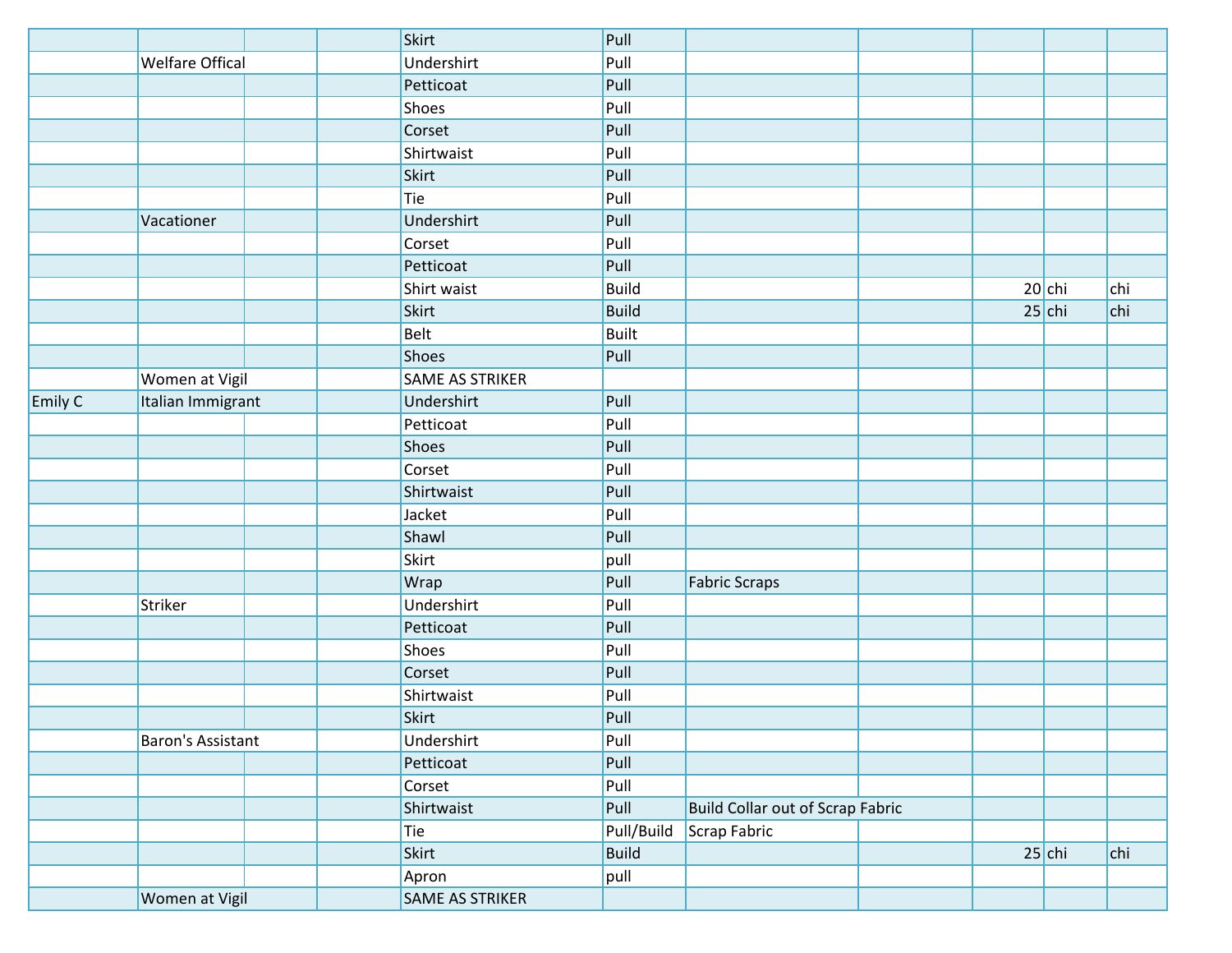| | | | | | | | | | | |
|---|---|---|---|---|---|---|---|---|---|---|
| | | | | Skirt | Pull | | | | | |
| | Welfare Offical | | | Undershirt | Pull | | | | | |
| | | | | Petticoat | Pull | | | | | |
| | | | | Shoes | Pull | | | | | |
| | | | | Corset | Pull | | | | | |
| | | | | Shirtwaist | Pull | | | | | |
| | | | | Skirt | Pull | | | | | |
| | | | | Tie | Pull | | | | | |
| | Vacationer | | | Undershirt | Pull | | | | | |
| | | | | Corset | Pull | | | | | |
| | | | | Petticoat | Pull | | | | | |
| | | | | Shirt waist | Build | | | 20 | chi | chi |
| | | | | Skirt | Build | | | 25 | chi | chi |
| | | | | Belt | Built | | | | | |
| | | | | Shoes | Pull | | | | | |
| | Women at Vigil | | | SAME AS STRIKER | | | | | | |
| Emily C | Italian Immigrant | | | Undershirt | Pull | | | | | |
| | | | | Petticoat | Pull | | | | | |
| | | | | Shoes | Pull | | | | | |
| | | | | Corset | Pull | | | | | |
| | | | | Shirtwaist | Pull | | | | | |
| | | | | Jacket | Pull | | | | | |
| | | | | Shawl | Pull | | | | | |
| | | | | Skirt | pull | | | | | |
| | | | | Wrap | Pull | Fabric Scraps | | | | |
| | Striker | | | Undershirt | Pull | | | | | |
| | | | | Petticoat | Pull | | | | | |
| | | | | Shoes | Pull | | | | | |
| | | | | Corset | Pull | | | | | |
| | | | | Shirtwaist | Pull | | | | | |
| | | | | Skirt | Pull | | | | | |
| | Baron's Assistant | | | Undershirt | Pull | | | | | |
| | | | | Petticoat | Pull | | | | | |
| | | | | Corset | Pull | | | | | |
| | | | | Shirtwaist | Pull | Build Collar out of Scrap Fabric | | | | |
| | | | | Tie | Pull/Build | Scrap Fabric | | | | |
| | | | | Skirt | Build | | | 25 | chi | chi |
| | | | | Apron | pull | | | | | |
| | Women at Vigil | | | SAME AS STRIKER | | | | | | |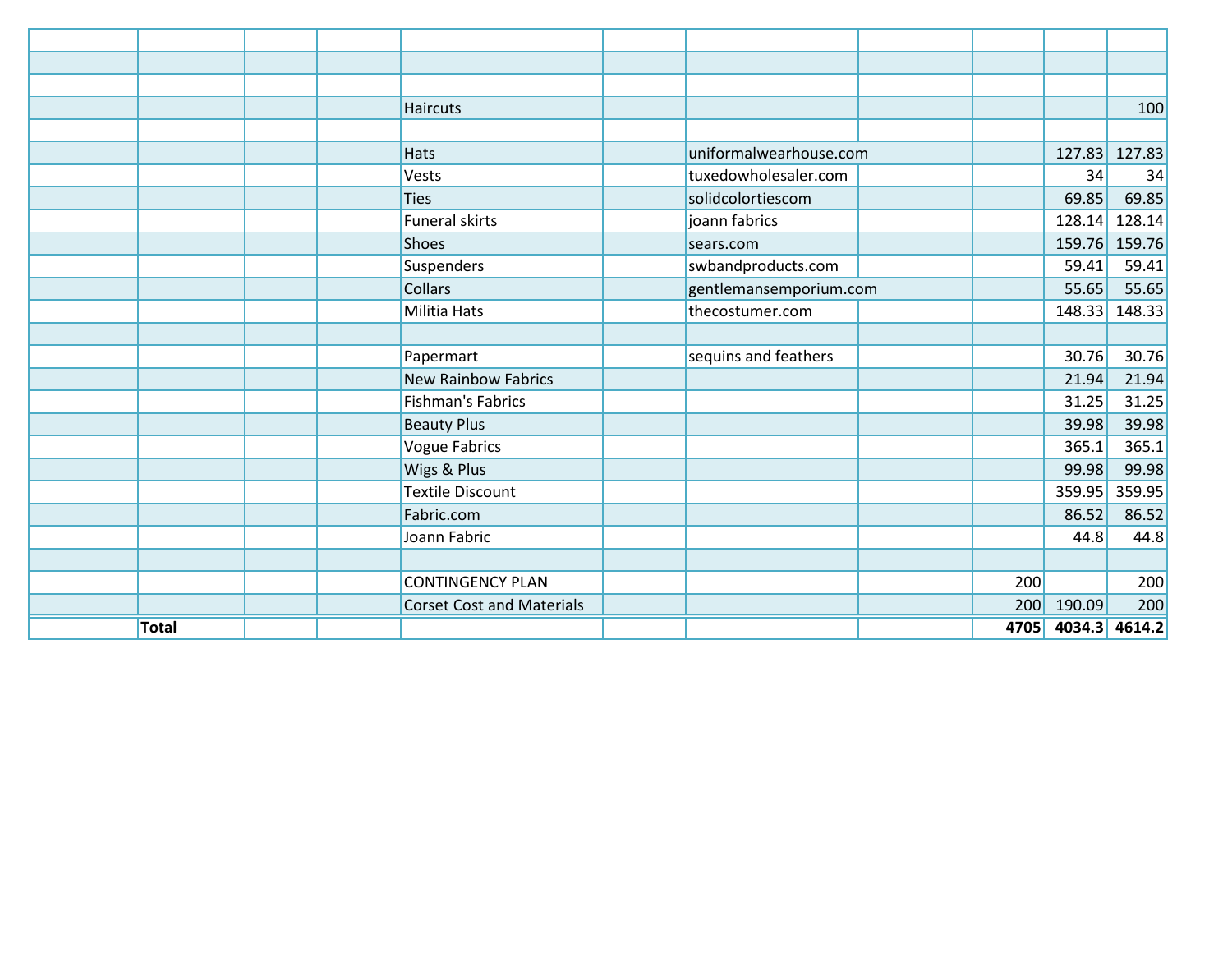| | | | | | | | | | | |
|---|---|---|---|---|---|---|---|---|---|---|
| | | | | | | | | | | |
| | | | | | | | | | | |
| | | | | Haircuts | | | | | | 100 |
| | | | | | | | | | | |
| | | | | Hats | | uniformalwearhouse.com | | | 127.83 | 127.83 |
| | | | | Vests | | tuxedowholesaler.com | | | 34 | 34 |
| | | | | Ties | | solidcolortiescom | | | 69.85 | 69.85 |
| | | | | Funeral skirts | | joann fabrics | | | 128.14 | 128.14 |
| | | | | Shoes | | sears.com | | | 159.76 | 159.76 |
| | | | | Suspenders | | swbandproducts.com | | | 59.41 | 59.41 |
| | | | | Collars | | gentlemansemporium.com | | | 55.65 | 55.65 |
| | | | | Militia Hats | | thecostumer.com | | | 148.33 | 148.33 |
| | | | | | | | | | | |
| | | | | Papermart | | sequins and feathers | | | 30.76 | 30.76 |
| | | | | New Rainbow Fabrics | | | | | 21.94 | 21.94 |
| | | | | Fishman's Fabrics | | | | | 31.25 | 31.25 |
| | | | | Beauty Plus | | | | | 39.98 | 39.98 |
| | | | | Vogue Fabrics | | | | | 365.1 | 365.1 |
| | | | | Wigs & Plus | | | | | 99.98 | 99.98 |
| | | | | Textile Discount | | | | | 359.95 | 359.95 |
| | | | | Fabric.com | | | | | 86.52 | 86.52 |
| | | | | Joann Fabric | | | | | 44.8 | 44.8 |
| | | | | | | | | | | |
| | | | | CONTINGENCY PLAN | | | | 200 | | 200 |
| | | | | Corset Cost and Materials | | | | 200 | 190.09 | 200 |
| | **Total** | | | | | | | **4705** | **4034.3** | **4614.2** |